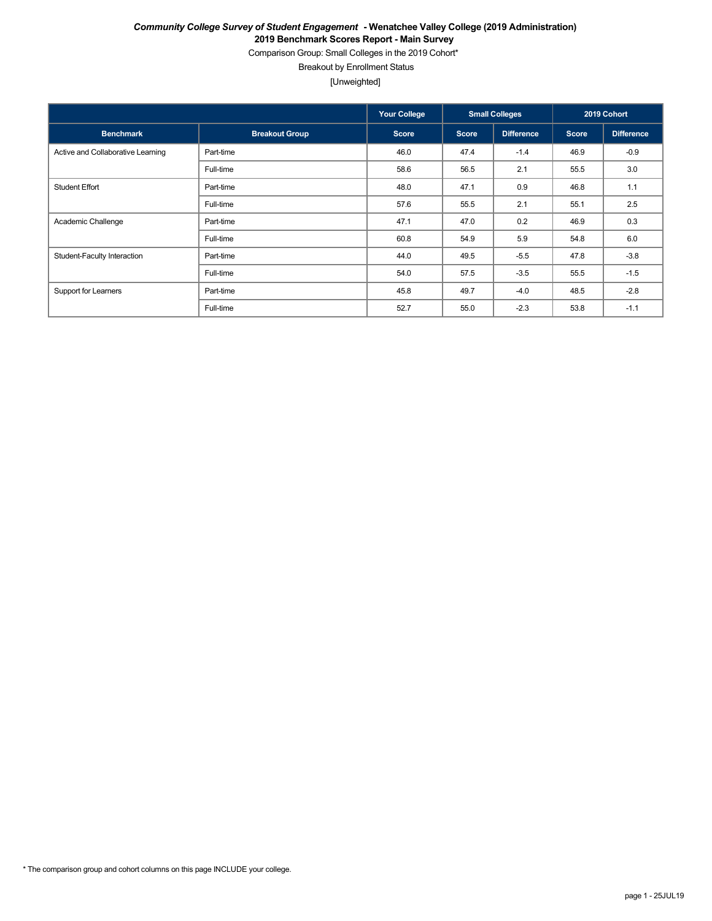***Community College Survey of Student Engagement* - Wenatchee Valley College (2019 Administration)**

**2019 Benchmark Scores Report - Main Survey**

Comparison Group: Small Colleges in the 2019 Cohort*

Breakout by Enrollment Status

[Unweighted]

| | | Your College | Small Colleges | | 2019 Cohort | |
|---|---|---|---|---|---|---|
| **Benchmark** | **Breakout Group** | **Score** | **Score** | **Difference** | **Score** | **Difference** |
| Active and Collaborative Learning | Part-time | 46.0 | 47.4 | -1.4 | 46.9 | -0.9 |
| | Full-time | 58.6 | 56.5 | 2.1 | 55.5 | 3.0 |
| Student Effort | Part-time | 48.0 | 47.1 | 0.9 | 46.8 | 1.1 |
| | Full-time | 57.6 | 55.5 | 2.1 | 55.1 | 2.5 |
| Academic Challenge | Part-time | 47.1 | 47.0 | 0.2 | 46.9 | 0.3 |
| | Full-time | 60.8 | 54.9 | 5.9 | 54.8 | 6.0 |
| Student-Faculty Interaction | Part-time | 44.0 | 49.5 | -5.5 | 47.8 | -3.8 |
| | Full-time | 54.0 | 57.5 | -3.5 | 55.5 | -1.5 |
| Support for Learners | Part-time | 45.8 | 49.7 | -4.0 | 48.5 | -2.8 |
| | Full-time | 52.7 | 55.0 | -2.3 | 53.8 | -1.1 |

* The comparison group and cohort columns on this page INCLUDE your college.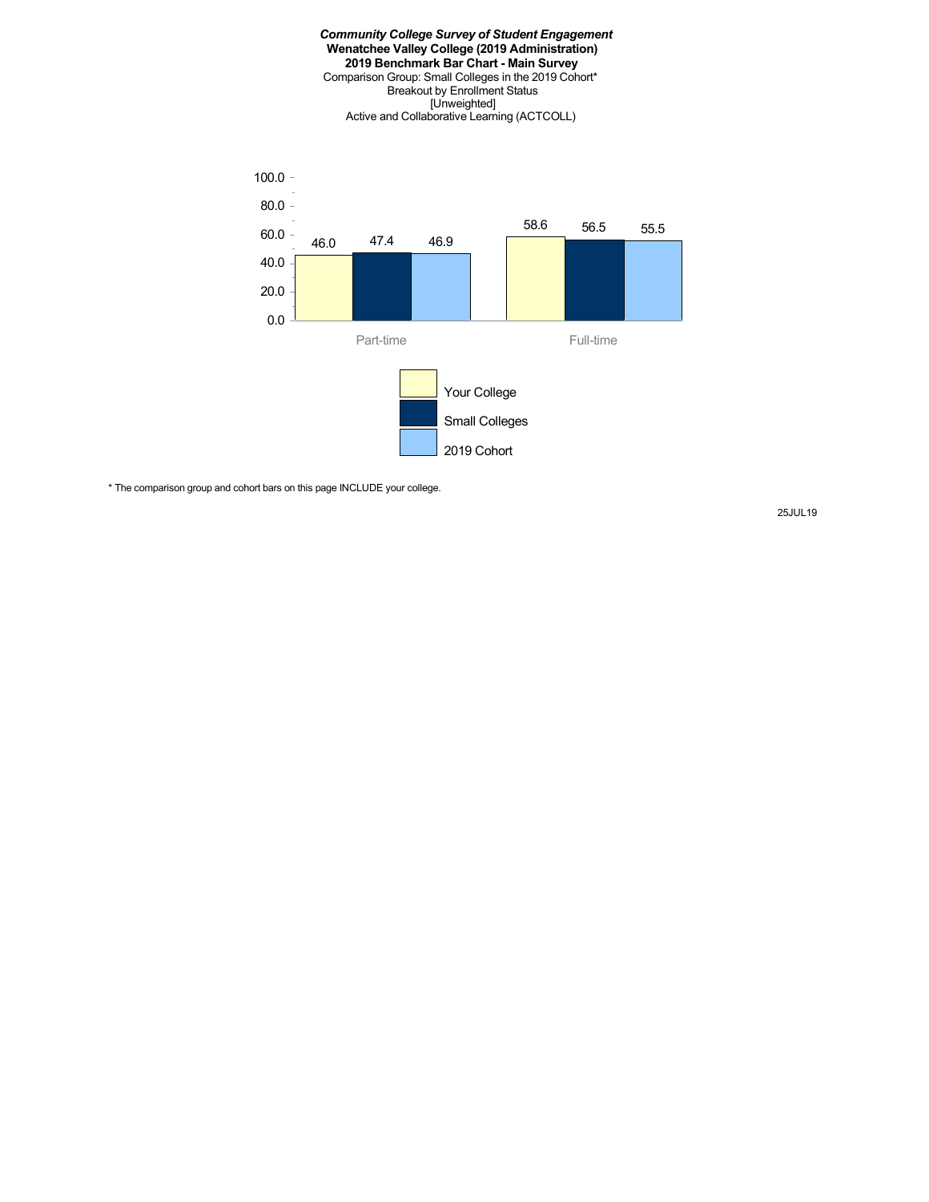***Community College Survey of Student Engagement***
**Wenatchee Valley College (2019 Administration)**
**2019 Benchmark Bar Chart - Main Survey**
Comparison Group: Small Colleges in the 2019 Cohort*
Breakout by Enrollment Status
[Unweighted]
Active and Collaborative Learning (ACTCOLL)

| | Your College | Small Colleges | 2019 Cohort |
|---|---|---|---|
| Part-time | 46.0 | 47.4 | 46.9 |
| Full-time | 58.6 | 56.5 | 55.5 |

* The comparison group and cohort bars on this page INCLUDE your college.

25JUL19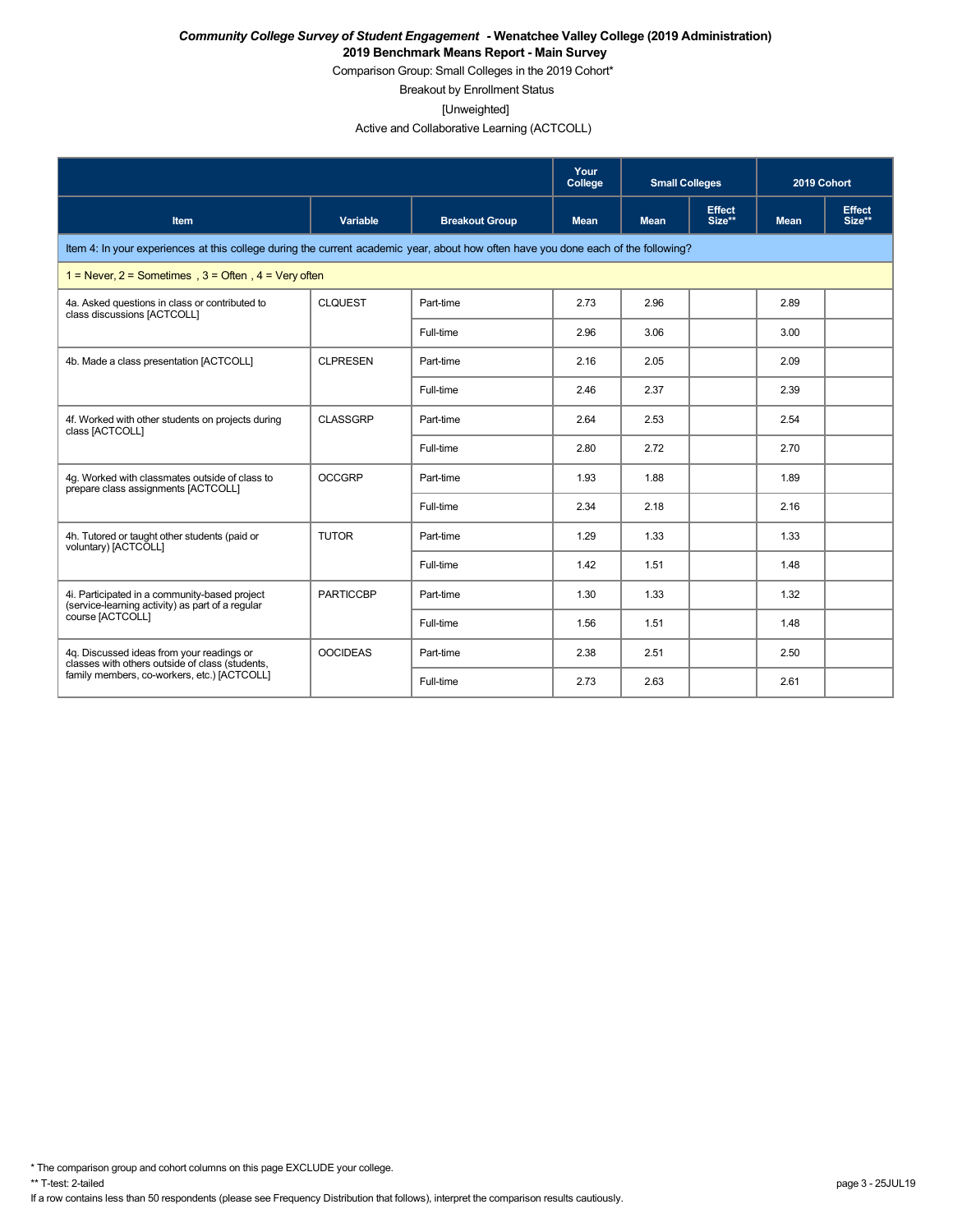***Community College Survey of Student Engagement* - Wenatchee Valley College (2019 Administration)**

**2019 Benchmark Means Report - Main Survey**

Comparison Group: Small Colleges in the 2019 Cohort*

Breakout by Enrollment Status

[Unweighted]

Active and Collaborative Learning (ACTCOLL)

| | | | Your College | Small Colleges | | 2019 Cohort | |
|---|---|---|---|---|---|---|---|
| Item | Variable | Breakout Group | Mean | Mean | Effect Size** | Mean | Effect Size** |
| Item 4: In your experiences at this college during the current academic year, about how often have you done each of the following? | | | | | | | |
| 1 = Never, 2 = Sometimes , 3 = Often , 4 = Very often | | | | | | | |
| 4a. Asked questions in class or contributed to class discussions [ACTCOLL] | CLQUEST | Part-time | 2.73 | 2.96 | | 2.89 | |
| | | Full-time | 2.96 | 3.06 | | 3.00 | |
| 4b. Made a class presentation [ACTCOLL] | CLPRESEN | Part-time | 2.16 | 2.05 | | 2.09 | |
| | | Full-time | 2.46 | 2.37 | | 2.39 | |
| 4f. Worked with other students on projects during class [ACTCOLL] | CLASSGRP | Part-time | 2.64 | 2.53 | | 2.54 | |
| | | Full-time | 2.80 | 2.72 | | 2.70 | |
| 4g. Worked with classmates outside of class to prepare class assignments [ACTCOLL] | OCCGRP | Part-time | 1.93 | 1.88 | | 1.89 | |
| | | Full-time | 2.34 | 2.18 | | 2.16 | |
| 4h. Tutored or taught other students (paid or voluntary) [ACTCOLL] | TUTOR | Part-time | 1.29 | 1.33 | | 1.33 | |
| | | Full-time | 1.42 | 1.51 | | 1.48 | |
| 4i. Participated in a community-based project (service-learning activity) as part of a regular course [ACTCOLL] | PARTICCBP | Part-time | 1.30 | 1.33 | | 1.32 | |
| | | Full-time | 1.56 | 1.51 | | 1.48 | |
| 4q. Discussed ideas from your readings or classes with others outside of class (students, family members, co-workers, etc.) [ACTCOLL] | OOCIDEAS | Part-time | 2.38 | 2.51 | | 2.50 | |
| | | Full-time | 2.73 | 2.63 | | 2.61 | |

* The comparison group and cohort columns on this page EXCLUDE your college.

** T-test: 2-tailed

If a row contains less than 50 respondents (please see Frequency Distribution that follows), interpret the comparison results cautiously.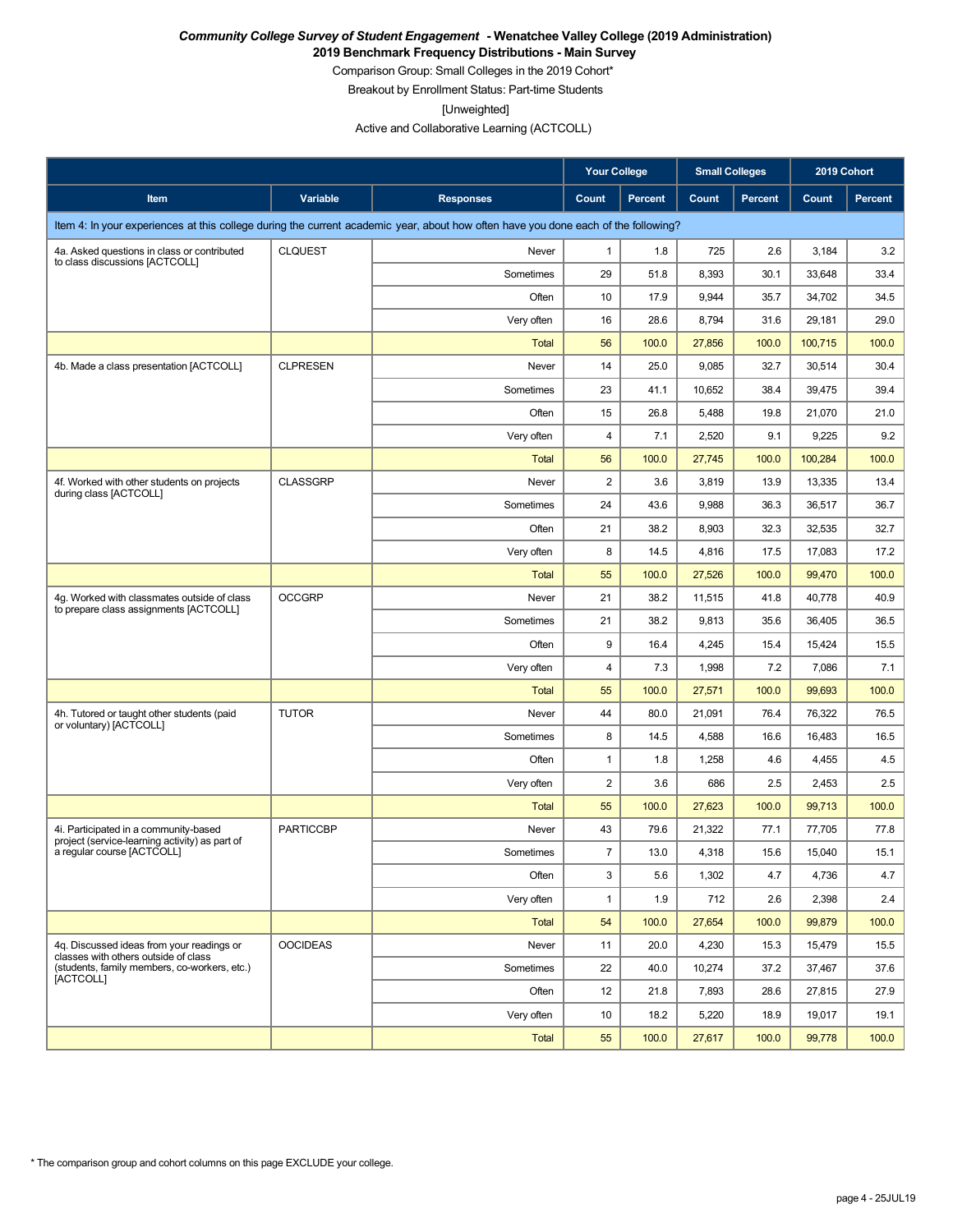***Community College Survey of Student Engagement* - Wenatchee Valley College (2019 Administration)**

**2019 Benchmark Frequency Distributions - Main Survey**

Comparison Group: Small Colleges in the 2019 Cohort*

Breakout by Enrollment Status: Part-time Students

[Unweighted]

Active and Collaborative Learning (ACTCOLL)

| | | | Your College | | Small Colleges | | 2019 Cohort | |
|---|---|---|---|---|---|---|---|---|
| **Item** | **Variable** | **Responses** | **Count** | **Percent** | **Count** | **Percent** | **Count** | **Percent** |
| Item 4: In your experiences at this college during the current academic year, about how often have you done each of the following? | | | | | | | | |
| 4a. Asked questions in class or contributed to class discussions [ACTCOLL] | CLQUEST | Never | 1 | 1.8 | 725 | 2.6 | 3,184 | 3.2 |
| | | Sometimes | 29 | 51.8 | 8,393 | 30.1 | 33,648 | 33.4 |
| | | Often | 10 | 17.9 | 9,944 | 35.7 | 34,702 | 34.5 |
| | | Very often | 16 | 28.6 | 8,794 | 31.6 | 29,181 | 29.0 |
| | | Total | 56 | 100.0 | 27,856 | 100.0 | 100,715 | 100.0 |
| 4b. Made a class presentation [ACTCOLL] | CLPRESEN | Never | 14 | 25.0 | 9,085 | 32.7 | 30,514 | 30.4 |
| | | Sometimes | 23 | 41.1 | 10,652 | 38.4 | 39,475 | 39.4 |
| | | Often | 15 | 26.8 | 5,488 | 19.8 | 21,070 | 21.0 |
| | | Very often | 4 | 7.1 | 2,520 | 9.1 | 9,225 | 9.2 |
| | | Total | 56 | 100.0 | 27,745 | 100.0 | 100,284 | 100.0 |
| 4f. Worked with other students on projects during class [ACTCOLL] | CLASSGRP | Never | 2 | 3.6 | 3,819 | 13.9 | 13,335 | 13.4 |
| | | Sometimes | 24 | 43.6 | 9,988 | 36.3 | 36,517 | 36.7 |
| | | Often | 21 | 38.2 | 8,903 | 32.3 | 32,535 | 32.7 |
| | | Very often | 8 | 14.5 | 4,816 | 17.5 | 17,083 | 17.2 |
| | | Total | 55 | 100.0 | 27,526 | 100.0 | 99,470 | 100.0 |
| 4g. Worked with classmates outside of class to prepare class assignments [ACTCOLL] | OCCGRP | Never | 21 | 38.2 | 11,515 | 41.8 | 40,778 | 40.9 |
| | | Sometimes | 21 | 38.2 | 9,813 | 35.6 | 36,405 | 36.5 |
| | | Often | 9 | 16.4 | 4,245 | 15.4 | 15,424 | 15.5 |
| | | Very often | 4 | 7.3 | 1,998 | 7.2 | 7,086 | 7.1 |
| | | Total | 55 | 100.0 | 27,571 | 100.0 | 99,693 | 100.0 |
| 4h. Tutored or taught other students (paid or voluntary) [ACTCOLL] | TUTOR | Never | 44 | 80.0 | 21,091 | 76.4 | 76,322 | 76.5 |
| | | Sometimes | 8 | 14.5 | 4,588 | 16.6 | 16,483 | 16.5 |
| | | Often | 1 | 1.8 | 1,258 | 4.6 | 4,455 | 4.5 |
| | | Very often | 2 | 3.6 | 686 | 2.5 | 2,453 | 2.5 |
| | | Total | 55 | 100.0 | 27,623 | 100.0 | 99,713 | 100.0 |
| 4i. Participated in a community-based project (service-learning activity) as part of a regular course [ACTCOLL] | PARTICCBP | Never | 43 | 79.6 | 21,322 | 77.1 | 77,705 | 77.8 |
| | | Sometimes | 7 | 13.0 | 4,318 | 15.6 | 15,040 | 15.1 |
| | | Often | 3 | 5.6 | 1,302 | 4.7 | 4,736 | 4.7 |
| | | Very often | 1 | 1.9 | 712 | 2.6 | 2,398 | 2.4 |
| | | Total | 54 | 100.0 | 27,654 | 100.0 | 99,879 | 100.0 |
| 4q. Discussed ideas from your readings or classes with others outside of class (students, family members, co-workers, etc.) [ACTCOLL] | OOCIDEAS | Never | 11 | 20.0 | 4,230 | 15.3 | 15,479 | 15.5 |
| | | Sometimes | 22 | 40.0 | 10,274 | 37.2 | 37,467 | 37.6 |
| | | Often | 12 | 21.8 | 7,893 | 28.6 | 27,815 | 27.9 |
| | | Very often | 10 | 18.2 | 5,220 | 18.9 | 19,017 | 19.1 |
| | | Total | 55 | 100.0 | 27,617 | 100.0 | 99,778 | 100.0 |

* The comparison group and cohort columns on this page EXCLUDE your college.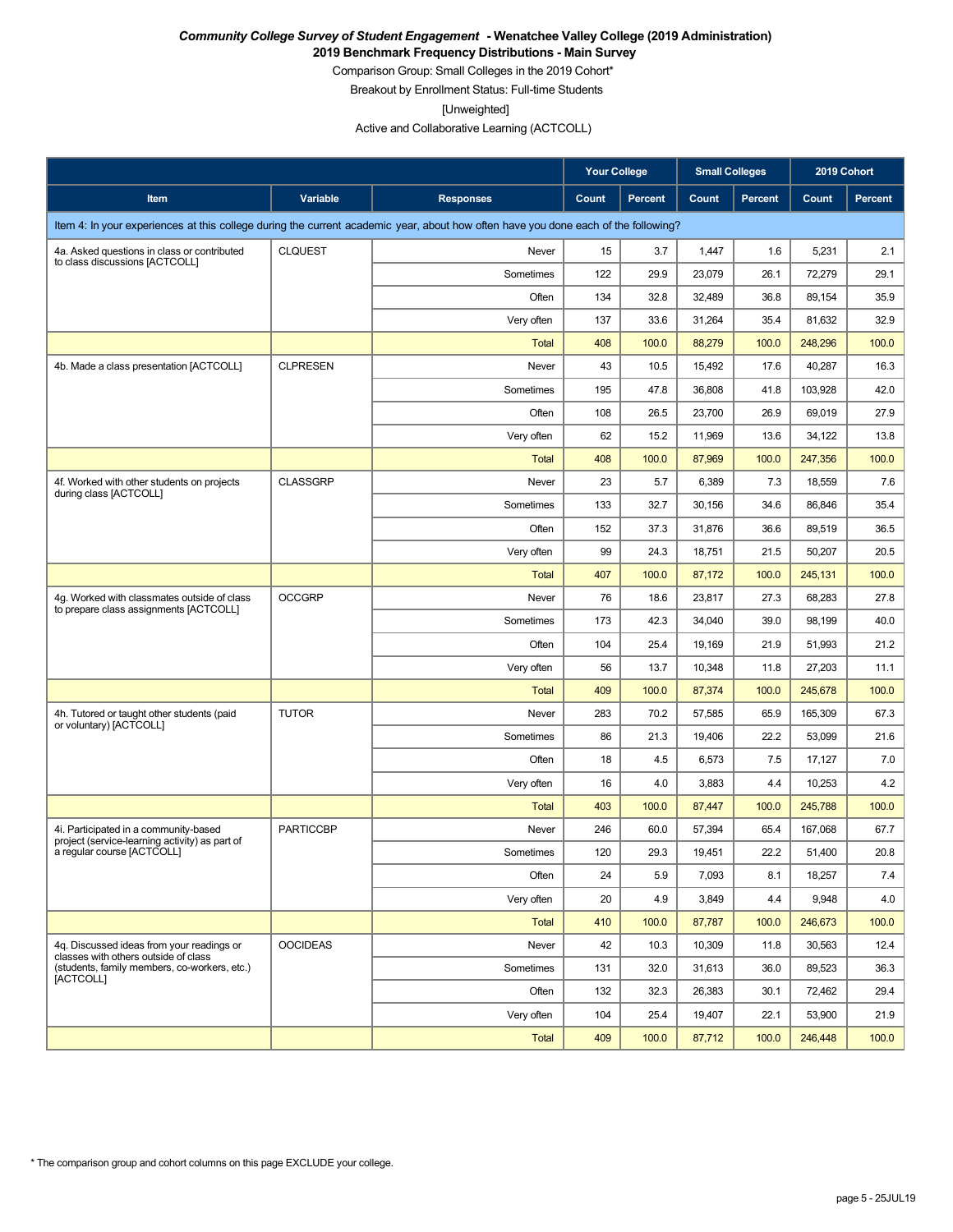***Community College Survey of Student Engagement* - Wenatchee Valley College (2019 Administration)**
**2019 Benchmark Frequency Distributions - Main Survey**

Comparison Group: Small Colleges in the 2019 Cohort*

Breakout by Enrollment Status: Full-time Students

[Unweighted]

Active and Collaborative Learning (ACTCOLL)

| | | | Your College | | Small Colleges | | 2019 Cohort | |
|---|---|---|---|---|---|---|---|---|
| Item | Variable | Responses | Count | Percent | Count | Percent | Count | Percent |
| Item 4: In your experiences at this college during the current academic year, about how often have you done each of the following? | | | | | | | | |
| 4a. Asked questions in class or contributed to class discussions [ACTCOLL] | CLQUEST | Never | 15 | 3.7 | 1,447 | 1.6 | 5,231 | 2.1 |
| | | Sometimes | 122 | 29.9 | 23,079 | 26.1 | 72,279 | 29.1 |
| | | Often | 134 | 32.8 | 32,489 | 36.8 | 89,154 | 35.9 |
| | | Very often | 137 | 33.6 | 31,264 | 35.4 | 81,632 | 32.9 |
| | | Total | 408 | 100.0 | 88,279 | 100.0 | 248,296 | 100.0 |
| 4b. Made a class presentation [ACTCOLL] | CLPRESEN | Never | 43 | 10.5 | 15,492 | 17.6 | 40,287 | 16.3 |
| | | Sometimes | 195 | 47.8 | 36,808 | 41.8 | 103,928 | 42.0 |
| | | Often | 108 | 26.5 | 23,700 | 26.9 | 69,019 | 27.9 |
| | | Very often | 62 | 15.2 | 11,969 | 13.6 | 34,122 | 13.8 |
| | | Total | 408 | 100.0 | 87,969 | 100.0 | 247,356 | 100.0 |
| 4f. Worked with other students on projects during class [ACTCOLL] | CLASSGRP | Never | 23 | 5.7 | 6,389 | 7.3 | 18,559 | 7.6 |
| | | Sometimes | 133 | 32.7 | 30,156 | 34.6 | 86,846 | 35.4 |
| | | Often | 152 | 37.3 | 31,876 | 36.6 | 89,519 | 36.5 |
| | | Very often | 99 | 24.3 | 18,751 | 21.5 | 50,207 | 20.5 |
| | | Total | 407 | 100.0 | 87,172 | 100.0 | 245,131 | 100.0 |
| 4g. Worked with classmates outside of class to prepare class assignments [ACTCOLL] | OCCGRP | Never | 76 | 18.6 | 23,817 | 27.3 | 68,283 | 27.8 |
| | | Sometimes | 173 | 42.3 | 34,040 | 39.0 | 98,199 | 40.0 |
| | | Often | 104 | 25.4 | 19,169 | 21.9 | 51,993 | 21.2 |
| | | Very often | 56 | 13.7 | 10,348 | 11.8 | 27,203 | 11.1 |
| | | Total | 409 | 100.0 | 87,374 | 100.0 | 245,678 | 100.0 |
| 4h. Tutored or taught other students (paid or voluntary) [ACTCOLL] | TUTOR | Never | 283 | 70.2 | 57,585 | 65.9 | 165,309 | 67.3 |
| | | Sometimes | 86 | 21.3 | 19,406 | 22.2 | 53,099 | 21.6 |
| | | Often | 18 | 4.5 | 6,573 | 7.5 | 17,127 | 7.0 |
| | | Very often | 16 | 4.0 | 3,883 | 4.4 | 10,253 | 4.2 |
| | | Total | 403 | 100.0 | 87,447 | 100.0 | 245,788 | 100.0 |
| 4i. Participated in a community-based project (service-learning activity) as part of a regular course [ACTCOLL] | PARTICCBP | Never | 246 | 60.0 | 57,394 | 65.4 | 167,068 | 67.7 |
| | | Sometimes | 120 | 29.3 | 19,451 | 22.2 | 51,400 | 20.8 |
| | | Often | 24 | 5.9 | 7,093 | 8.1 | 18,257 | 7.4 |
| | | Very often | 20 | 4.9 | 3,849 | 4.4 | 9,948 | 4.0 |
| | | Total | 410 | 100.0 | 87,787 | 100.0 | 246,673 | 100.0 |
| 4q. Discussed ideas from your readings or classes with others outside of class (students, family members, co-workers, etc.) [ACTCOLL] | OOCIDEAS | Never | 42 | 10.3 | 10,309 | 11.8 | 30,563 | 12.4 |
| | | Sometimes | 131 | 32.0 | 31,613 | 36.0 | 89,523 | 36.3 |
| | | Often | 132 | 32.3 | 26,383 | 30.1 | 72,462 | 29.4 |
| | | Very often | 104 | 25.4 | 19,407 | 22.1 | 53,900 | 21.9 |
| | | Total | 409 | 100.0 | 87,712 | 100.0 | 246,448 | 100.0 |

* The comparison group and cohort columns on this page EXCLUDE your college.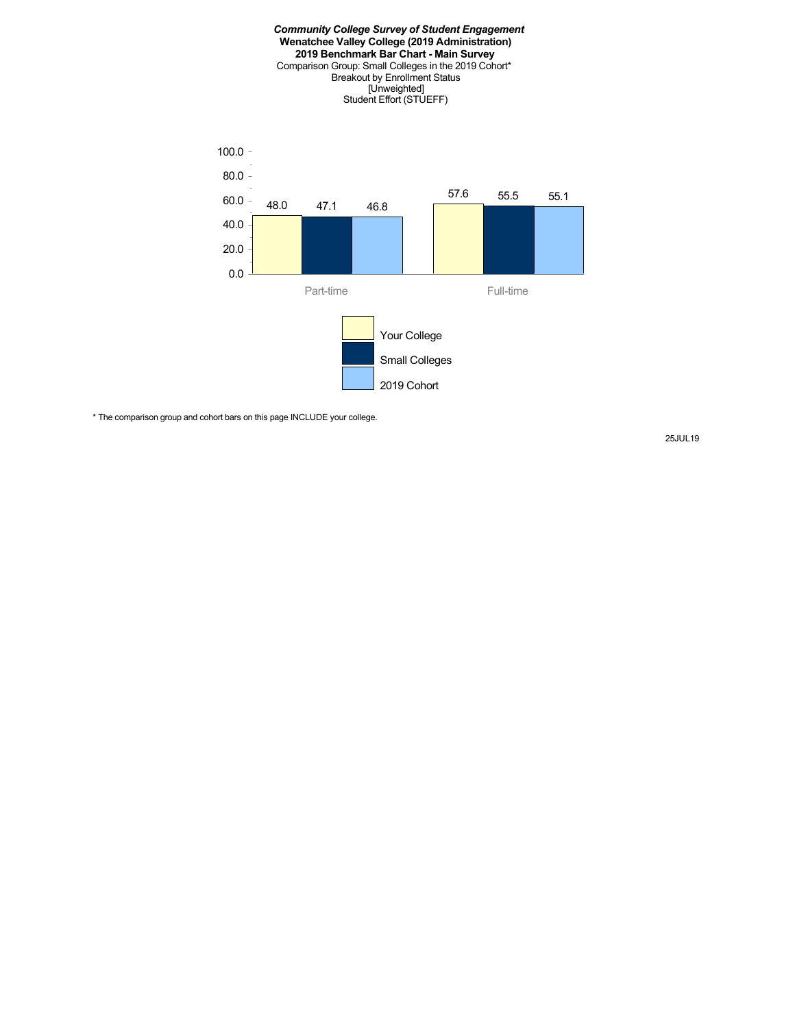***Community College Survey of Student Engagement***
**Wenatchee Valley College (2019 Administration)**
**2019 Benchmark Bar Chart - Main Survey**
Comparison Group: Small Colleges in the 2019 Cohort*
Breakout by Enrollment Status
[Unweighted]
Student Effort (STUEFF)

| | Your College | Small Colleges | 2019 Cohort |
|---|---|---|---|
| Part-time | 48.0 | 47.1 | 46.8 |
| Full-time | 57.6 | 55.5 | 55.1 |

* The comparison group and cohort bars on this page INCLUDE your college.

25JUL19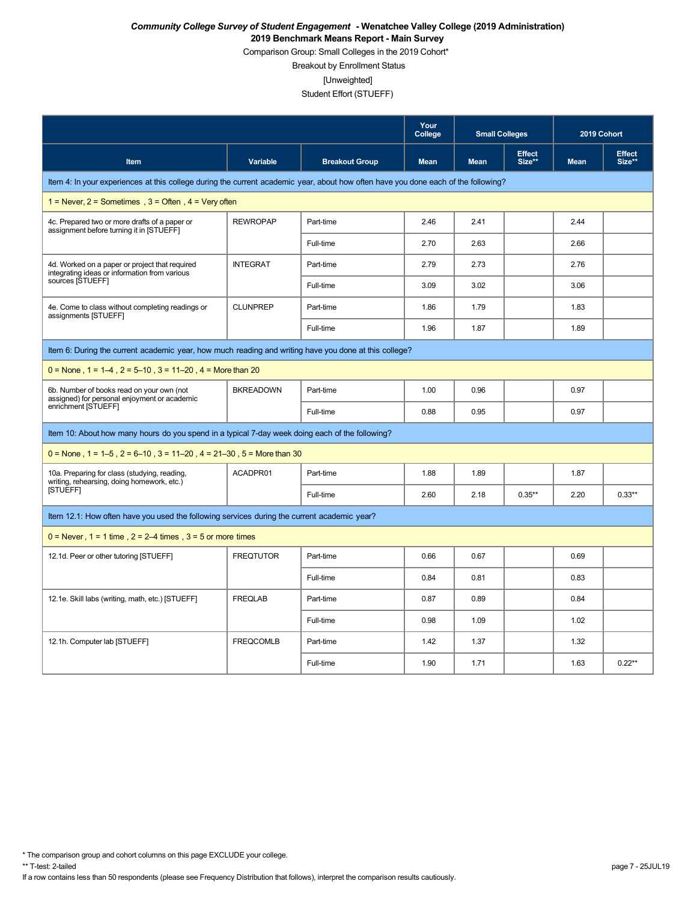***Community College Survey of Student Engagement* - Wenatchee Valley College (2019 Administration)**

**2019 Benchmark Means Report - Main Survey**

Comparison Group: Small Colleges in the 2019 Cohort*

Breakout by Enrollment Status

[Unweighted]

Student Effort (STUEFF)

| Item | Variable | Breakout Group | Your College | Small Colleges | | 2019 Cohort | |
|---|---|---|---|---|---|---|---|
| | | | Mean | Mean | Effect Size** | Mean | Effect Size** |
| Item 4: In your experiences at this college during the current academic year, about how often have you done each of the following? | | | | | | | |
| 1 = Never, 2 = Sometimes , 3 = Often , 4 = Very often | | | | | | | |
| 4c. Prepared two or more drafts of a paper or assignment before turning it in [STUEFF] | REWROPAP | Part-time | 2.46 | 2.41 | | 2.44 | |
| | | Full-time | 2.70 | 2.63 | | 2.66 | |
| 4d. Worked on a paper or project that required integrating ideas or information from various sources [STUEFF] | INTEGRAT | Part-time | 2.79 | 2.73 | | 2.76 | |
| | | Full-time | 3.09 | 3.02 | | 3.06 | |
| 4e. Come to class without completing readings or assignments [STUEFF] | CLUNPREP | Part-time | 1.86 | 1.79 | | 1.83 | |
| | | Full-time | 1.96 | 1.87 | | 1.89 | |
| Item 6: During the current academic year, how much reading and writing have you done at this college? | | | | | | | |
| 0 = None , 1 = 1–4 , 2 = 5–10 , 3 = 11–20 , 4 = More than 20 | | | | | | | |
| 6b. Number of books read on your own (not assigned) for personal enjoyment or academic enrichment [STUEFF] | BKREADOWN | Part-time | 1.00 | 0.96 | | 0.97 | |
| | | Full-time | 0.88 | 0.95 | | 0.97 | |
| Item 10: About how many hours do you spend in a typical 7-day week doing each of the following? | | | | | | | |
| 0 = None , 1 = 1–5 , 2 = 6–10 , 3 = 11–20 , 4 = 21–30 , 5 = More than 30 | | | | | | | |
| 10a. Preparing for class (studying, reading, writing, rehearsing, doing homework, etc.) [STUEFF] | ACADPR01 | Part-time | 1.88 | 1.89 | | 1.87 | |
| | | Full-time | 2.60 | 2.18 | 0.35** | 2.20 | 0.33** |
| Item 12.1: How often have you used the following services during the current academic year? | | | | | | | |
| 0 = Never , 1 = 1 time , 2 = 2–4 times , 3 = 5 or more times | | | | | | | |
| 12.1d. Peer or other tutoring [STUEFF] | FREQTUTOR | Part-time | 0.66 | 0.67 | | 0.69 | |
| | | Full-time | 0.84 | 0.81 | | 0.83 | |
| 12.1e. Skill labs (writing, math, etc.) [STUEFF] | FREQLAB | Part-time | 0.87 | 0.89 | | 0.84 | |
| | | Full-time | 0.98 | 1.09 | | 1.02 | |
| 12.1h. Computer lab [STUEFF] | FREQCOMLB | Part-time | 1.42 | 1.37 | | 1.32 | |
| | | Full-time | 1.90 | 1.71 | | 1.63 | 0.22** |

\* The comparison group and cohort columns on this page EXCLUDE your college.

** T-test: 2-tailed

If a row contains less than 50 respondents (please see Frequency Distribution that follows), interpret the comparison results cautiously.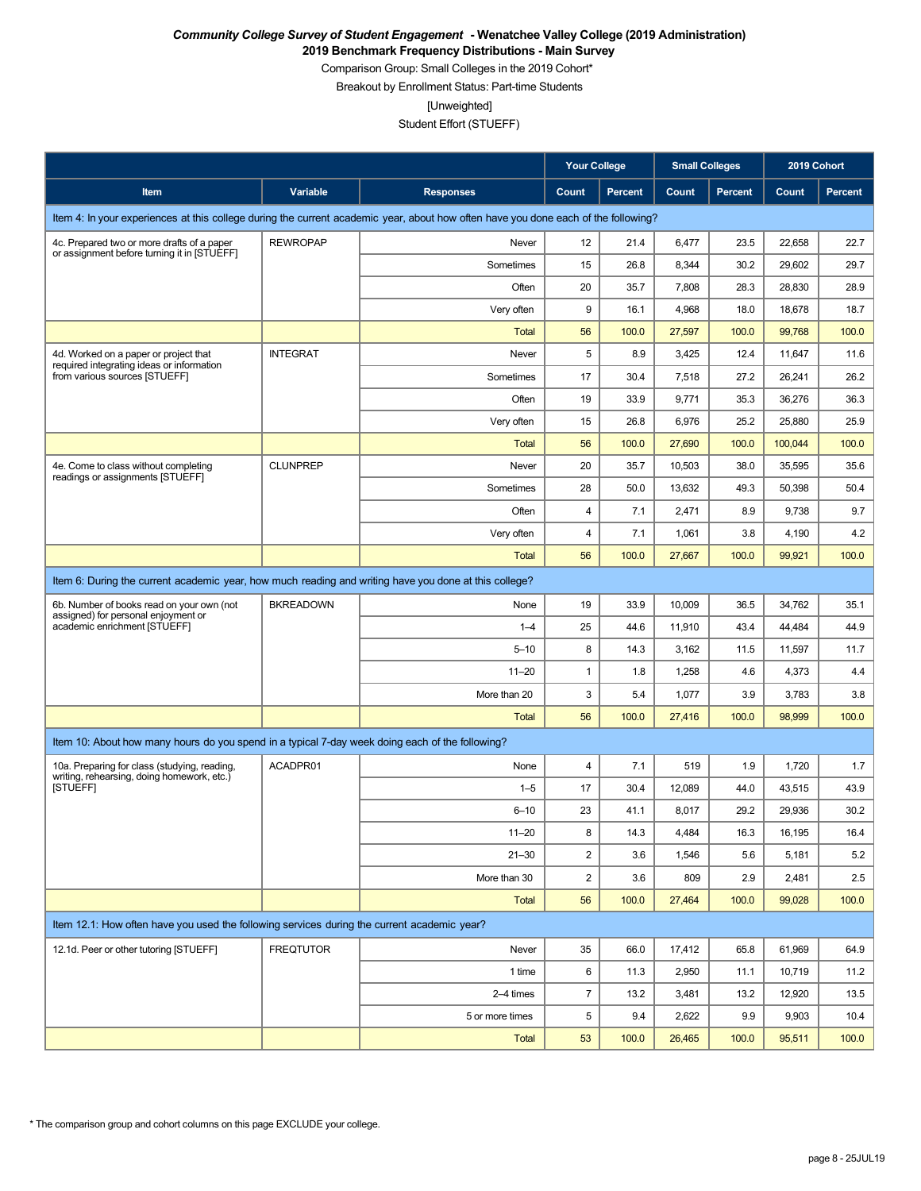***Community College Survey of Student Engagement* - Wenatchee Valley College (2019 Administration)**

**2019 Benchmark Frequency Distributions - Main Survey**

Comparison Group: Small Colleges in the 2019 Cohort*

Breakout by Enrollment Status: Part-time Students

[Unweighted]

Student Effort (STUEFF)

| | | | Your College | | Small Colleges | | 2019 Cohort | |
|---|---|---|---|---|---|---|---|---|
| **Item** | **Variable** | **Responses** | **Count** | **Percent** | **Count** | **Percent** | **Count** | **Percent** |
| Item 4: In your experiences at this college during the current academic year, about how often have you done each of the following? | | | | | | | | |
| 4c. Prepared two or more drafts of a paper or assignment before turning it in [STUEFF] | REWROPAP | Never | 12 | 21.4 | 6,477 | 23.5 | 22,658 | 22.7 |
| | | Sometimes | 15 | 26.8 | 8,344 | 30.2 | 29,602 | 29.7 |
| | | Often | 20 | 35.7 | 7,808 | 28.3 | 28,830 | 28.9 |
| | | Very often | 9 | 16.1 | 4,968 | 18.0 | 18,678 | 18.7 |
| | | Total | 56 | 100.0 | 27,597 | 100.0 | 99,768 | 100.0 |
| 4d. Worked on a paper or project that required integrating ideas or information from various sources [STUEFF] | INTEGRAT | Never | 5 | 8.9 | 3,425 | 12.4 | 11,647 | 11.6 |
| | | Sometimes | 17 | 30.4 | 7,518 | 27.2 | 26,241 | 26.2 |
| | | Often | 19 | 33.9 | 9,771 | 35.3 | 36,276 | 36.3 |
| | | Very often | 15 | 26.8 | 6,976 | 25.2 | 25,880 | 25.9 |
| | | Total | 56 | 100.0 | 27,690 | 100.0 | 100,044 | 100.0 |
| 4e. Come to class without completing readings or assignments [STUEFF] | CLUNPREP | Never | 20 | 35.7 | 10,503 | 38.0 | 35,595 | 35.6 |
| | | Sometimes | 28 | 50.0 | 13,632 | 49.3 | 50,398 | 50.4 |
| | | Often | 4 | 7.1 | 2,471 | 8.9 | 9,738 | 9.7 |
| | | Very often | 4 | 7.1 | 1,061 | 3.8 | 4,190 | 4.2 |
| | | Total | 56 | 100.0 | 27,667 | 100.0 | 99,921 | 100.0 |
| Item 6: During the current academic year, how much reading and writing have you done at this college? | | | | | | | | |
| 6b. Number of books read on your own (not assigned) for personal enjoyment or academic enrichment [STUEFF] | BKREADOWN | None | 19 | 33.9 | 10,009 | 36.5 | 34,762 | 35.1 |
| | | 1–4 | 25 | 44.6 | 11,910 | 43.4 | 44,484 | 44.9 |
| | | 5–10 | 8 | 14.3 | 3,162 | 11.5 | 11,597 | 11.7 |
| | | 11–20 | 1 | 1.8 | 1,258 | 4.6 | 4,373 | 4.4 |
| | | More than 20 | 3 | 5.4 | 1,077 | 3.9 | 3,783 | 3.8 |
| | | Total | 56 | 100.0 | 27,416 | 100.0 | 98,999 | 100.0 |
| Item 10: About how many hours do you spend in a typical 7-day week doing each of the following? | | | | | | | | |
| 10a. Preparing for class (studying, reading, writing, rehearsing, doing homework, etc.) [STUEFF] | ACADPR01 | None | 4 | 7.1 | 519 | 1.9 | 1,720 | 1.7 |
| | | 1–5 | 17 | 30.4 | 12,089 | 44.0 | 43,515 | 43.9 |
| | | 6–10 | 23 | 41.1 | 8,017 | 29.2 | 29,936 | 30.2 |
| | | 11–20 | 8 | 14.3 | 4,484 | 16.3 | 16,195 | 16.4 |
| | | 21–30 | 2 | 3.6 | 1,546 | 5.6 | 5,181 | 5.2 |
| | | More than 30 | 2 | 3.6 | 809 | 2.9 | 2,481 | 2.5 |
| | | Total | 56 | 100.0 | 27,464 | 100.0 | 99,028 | 100.0 |
| Item 12.1: How often have you used the following services during the current academic year? | | | | | | | | |
| 12.1d. Peer or other tutoring [STUEFF] | FREQTUTOR | Never | 35 | 66.0 | 17,412 | 65.8 | 61,969 | 64.9 |
| | | 1 time | 6 | 11.3 | 2,950 | 11.1 | 10,719 | 11.2 |
| | | 2–4 times | 7 | 13.2 | 3,481 | 13.2 | 12,920 | 13.5 |
| | | 5 or more times | 5 | 9.4 | 2,622 | 9.9 | 9,903 | 10.4 |
| | | Total | 53 | 100.0 | 26,465 | 100.0 | 95,511 | 100.0 |

* The comparison group and cohort columns on this page EXCLUDE your college.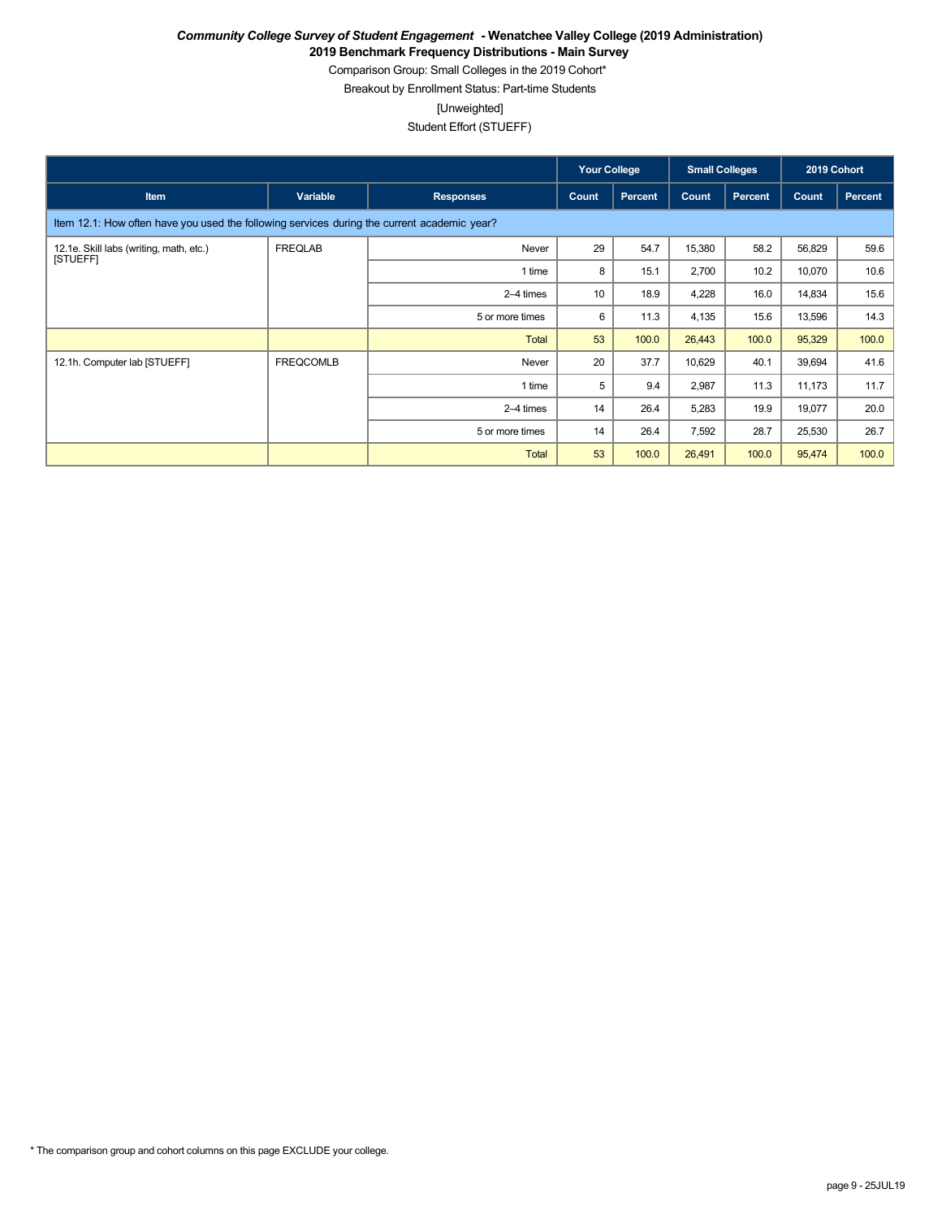***Community College Survey of Student Engagement* - Wenatchee Valley College (2019 Administration)**

**2019 Benchmark Frequency Distributions - Main Survey**

Comparison Group: Small Colleges in the 2019 Cohort*

Breakout by Enrollment Status: Part-time Students

[Unweighted]

Student Effort (STUEFF)

| | | | Your College | | Small Colleges | | 2019 Cohort | |
|---|---|---|---|---|---|---|---|---|
| Item | Variable | Responses | Count | Percent | Count | Percent | Count | Percent |
| Item 12.1: How often have you used the following services during the current academic year? | | | | | | | | |
| 12.1e. Skill labs (writing, math, etc.) [STUEFF] | FREQLAB | Never | 29 | 54.7 | 15,380 | 58.2 | 56,829 | 59.6 |
| | | 1 time | 8 | 15.1 | 2,700 | 10.2 | 10,070 | 10.6 |
| | | 2–4 times | 10 | 18.9 | 4,228 | 16.0 | 14,834 | 15.6 |
| | | 5 or more times | 6 | 11.3 | 4,135 | 15.6 | 13,596 | 14.3 |
| | | Total | 53 | 100.0 | 26,443 | 100.0 | 95,329 | 100.0 |
| 12.1h. Computer lab [STUEFF] | FREQCOMLB | Never | 20 | 37.7 | 10,629 | 40.1 | 39,694 | 41.6 |
| | | 1 time | 5 | 9.4 | 2,987 | 11.3 | 11,173 | 11.7 |
| | | 2–4 times | 14 | 26.4 | 5,283 | 19.9 | 19,077 | 20.0 |
| | | 5 or more times | 14 | 26.4 | 7,592 | 28.7 | 25,530 | 26.7 |
| | | Total | 53 | 100.0 | 26,491 | 100.0 | 95,474 | 100.0 |

* The comparison group and cohort columns on this page EXCLUDE your college.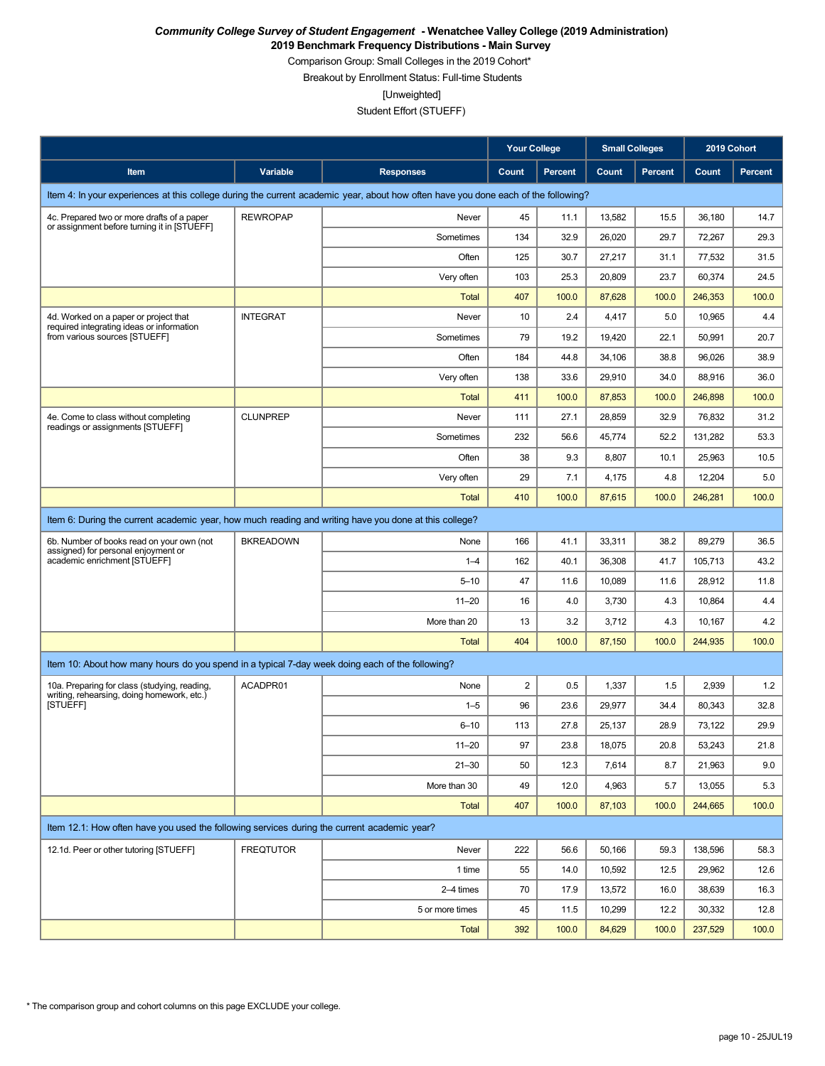*Community College Survey of Student Engagement* **- Wenatchee Valley College (2019 Administration)**
**2019 Benchmark Frequency Distributions - Main Survey**
Comparison Group: Small Colleges in the 2019 Cohort*
Breakout by Enrollment Status: Full-time Students
[Unweighted]
Student Effort (STUEFF)

| | | | Your College | | Small Colleges | | 2019 Cohort | |
|---|---|---|---|---|---|---|---|---|
| **Item** | **Variable** | **Responses** | **Count** | **Percent** | **Count** | **Percent** | **Count** | **Percent** |
| Item 4: In your experiences at this college during the current academic year, about how often have you done each of the following? | | | | | | | | |
| 4c. Prepared two or more drafts of a paper or assignment before turning it in [STUEFF] | REWROPAP | Never | 45 | 11.1 | 13,582 | 15.5 | 36,180 | 14.7 |
| | | Sometimes | 134 | 32.9 | 26,020 | 29.7 | 72,267 | 29.3 |
| | | Often | 125 | 30.7 | 27,217 | 31.1 | 77,532 | 31.5 |
| | | Very often | 103 | 25.3 | 20,809 | 23.7 | 60,374 | 24.5 |
| | | Total | 407 | 100.0 | 87,628 | 100.0 | 246,353 | 100.0 |
| 4d. Worked on a paper or project that required integrating ideas or information from various sources [STUEFF] | INTEGRAT | Never | 10 | 2.4 | 4,417 | 5.0 | 10,965 | 4.4 |
| | | Sometimes | 79 | 19.2 | 19,420 | 22.1 | 50,991 | 20.7 |
| | | Often | 184 | 44.8 | 34,106 | 38.8 | 96,026 | 38.9 |
| | | Very often | 138 | 33.6 | 29,910 | 34.0 | 88,916 | 36.0 |
| | | Total | 411 | 100.0 | 87,853 | 100.0 | 246,898 | 100.0 |
| 4e. Come to class without completing readings or assignments [STUEFF] | CLUNPREP | Never | 111 | 27.1 | 28,859 | 32.9 | 76,832 | 31.2 |
| | | Sometimes | 232 | 56.6 | 45,774 | 52.2 | 131,282 | 53.3 |
| | | Often | 38 | 9.3 | 8,807 | 10.1 | 25,963 | 10.5 |
| | | Very often | 29 | 7.1 | 4,175 | 4.8 | 12,204 | 5.0 |
| | | Total | 410 | 100.0 | 87,615 | 100.0 | 246,281 | 100.0 |
| Item 6: During the current academic year, how much reading and writing have you done at this college? | | | | | | | | |
| 6b. Number of books read on your own (not assigned) for personal enjoyment or academic enrichment [STUEFF] | BKREADOWN | None | 166 | 41.1 | 33,311 | 38.2 | 89,279 | 36.5 |
| | | 1–4 | 162 | 40.1 | 36,308 | 41.7 | 105,713 | 43.2 |
| | | 5–10 | 47 | 11.6 | 10,089 | 11.6 | 28,912 | 11.8 |
| | | 11–20 | 16 | 4.0 | 3,730 | 4.3 | 10,864 | 4.4 |
| | | More than 20 | 13 | 3.2 | 3,712 | 4.3 | 10,167 | 4.2 |
| | | Total | 404 | 100.0 | 87,150 | 100.0 | 244,935 | 100.0 |
| Item 10: About how many hours do you spend in a typical 7-day week doing each of the following? | | | | | | | | |
| 10a. Preparing for class (studying, reading, writing, rehearsing, doing homework, etc.) [STUEFF] | ACADPR01 | None | 2 | 0.5 | 1,337 | 1.5 | 2,939 | 1.2 |
| | | 1–5 | 96 | 23.6 | 29,977 | 34.4 | 80,343 | 32.8 |
| | | 6–10 | 113 | 27.8 | 25,137 | 28.9 | 73,122 | 29.9 |
| | | 11–20 | 97 | 23.8 | 18,075 | 20.8 | 53,243 | 21.8 |
| | | 21–30 | 50 | 12.3 | 7,614 | 8.7 | 21,963 | 9.0 |
| | | More than 30 | 49 | 12.0 | 4,963 | 5.7 | 13,055 | 5.3 |
| | | Total | 407 | 100.0 | 87,103 | 100.0 | 244,665 | 100.0 |
| Item 12.1: How often have you used the following services during the current academic year? | | | | | | | | |
| 12.1d. Peer or other tutoring [STUEFF] | FREQTUTOR | Never | 222 | 56.6 | 50,166 | 59.3 | 138,596 | 58.3 |
| | | 1 time | 55 | 14.0 | 10,592 | 12.5 | 29,962 | 12.6 |
| | | 2–4 times | 70 | 17.9 | 13,572 | 16.0 | 38,639 | 16.3 |
| | | 5 or more times | 45 | 11.5 | 10,299 | 12.2 | 30,332 | 12.8 |
| | | Total | 392 | 100.0 | 84,629 | 100.0 | 237,529 | 100.0 |

* The comparison group and cohort columns on this page EXCLUDE your college.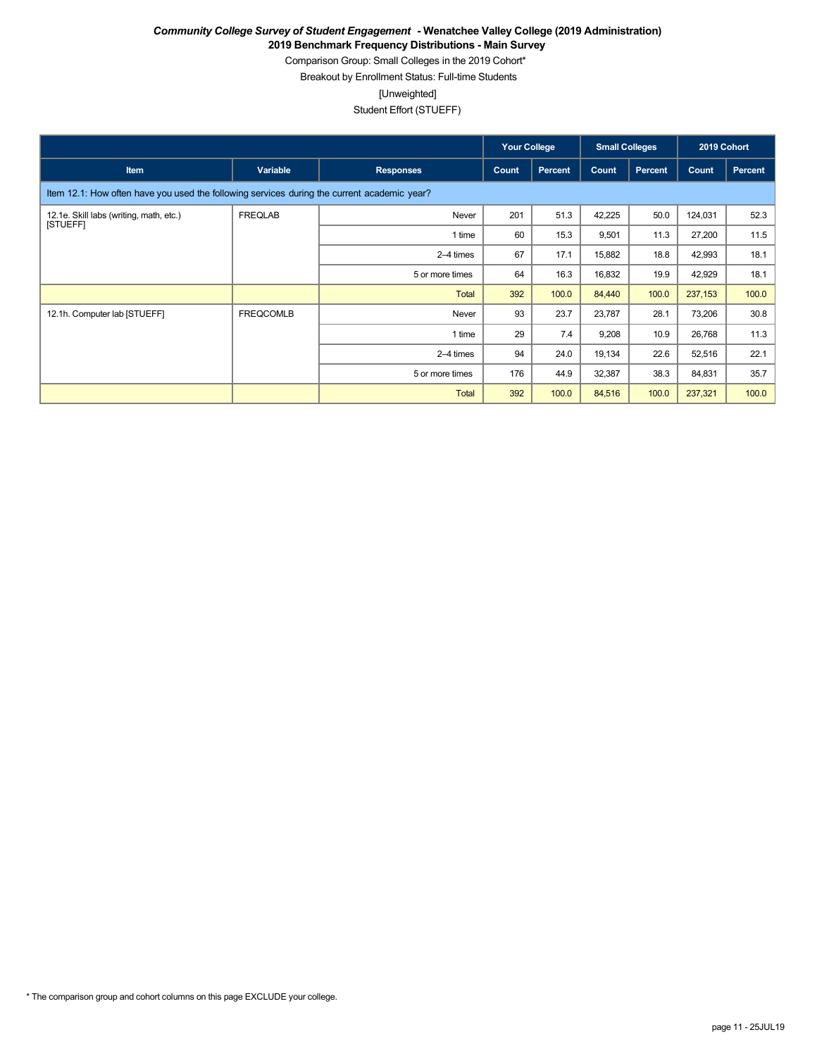***Community College Survey of Student Engagement* - Wenatchee Valley College (2019 Administration)**

**2019 Benchmark Frequency Distributions - Main Survey**

Comparison Group: Small Colleges in the 2019 Cohort*

Breakout by Enrollment Status: Full-time Students

[Unweighted]

Student Effort (STUEFF)

| | | | Your College | | Small Colleges | | 2019 Cohort | |
|---|---|---|---|---|---|---|---|---|
| Item | Variable | Responses | Count | Percent | Count | Percent | Count | Percent |
| Item 12.1: How often have you used the following services during the current academic year? | | | | | | | | |
| 12.1e. Skill labs (writing, math, etc.) [STUEFF] | FREQLAB | Never | 201 | 51.3 | 42,225 | 50.0 | 124,031 | 52.3 |
| | | 1 time | 60 | 15.3 | 9,501 | 11.3 | 27,200 | 11.5 |
| | | 2–4 times | 67 | 17.1 | 15,882 | 18.8 | 42,993 | 18.1 |
| | | 5 or more times | 64 | 16.3 | 16,832 | 19.9 | 42,929 | 18.1 |
| | | Total | 392 | 100.0 | 84,440 | 100.0 | 237,153 | 100.0 |
| 12.1h. Computer lab [STUEFF] | FREQCOMLB | Never | 93 | 23.7 | 23,787 | 28.1 | 73,206 | 30.8 |
| | | 1 time | 29 | 7.4 | 9,208 | 10.9 | 26,768 | 11.3 |
| | | 2–4 times | 94 | 24.0 | 19,134 | 22.6 | 52,516 | 22.1 |
| | | 5 or more times | 176 | 44.9 | 32,387 | 38.3 | 84,831 | 35.7 |
| | | Total | 392 | 100.0 | 84,516 | 100.0 | 237,321 | 100.0 |

* The comparison group and cohort columns on this page EXCLUDE your college.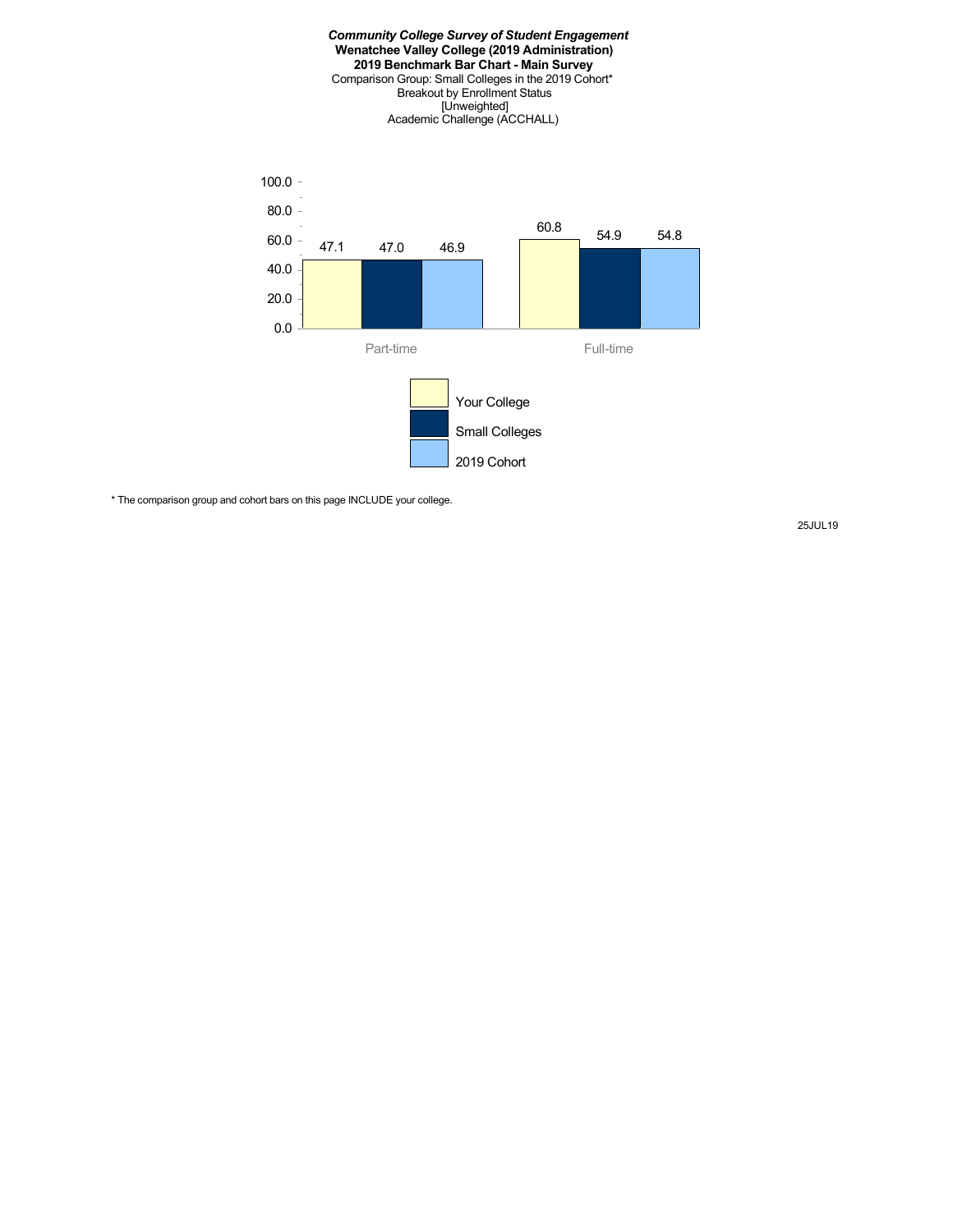***Community College Survey of Student Engagement***
**Wenatchee Valley College (2019 Administration)**
**2019 Benchmark Bar Chart - Main Survey**
Comparison Group: Small Colleges in the 2019 Cohort*
Breakout by Enrollment Status
[Unweighted]
Academic Challenge (ACCHALL)

| | Your College | Small Colleges | 2019 Cohort |
|---|---|---|---|
| Part-time | 47.1 | 47.0 | 46.9 |
| Full-time | 60.8 | 54.9 | 54.8 |

\* The comparison group and cohort bars on this page INCLUDE your college.

25JUL19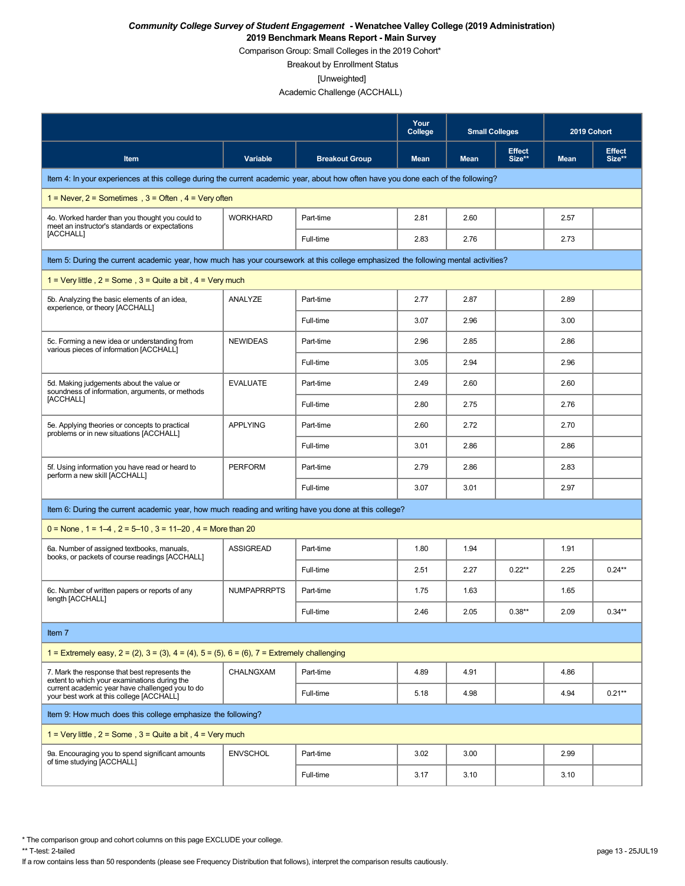***Community College Survey of Student Engagement* - Wenatchee Valley College (2019 Administration)**

**2019 Benchmark Means Report - Main Survey**

Comparison Group: Small Colleges in the 2019 Cohort*

Breakout by Enrollment Status

[Unweighted]

Academic Challenge (ACCHALL)

| | | | Your College | Small Colleges | | 2019 Cohort | |
|---|---|---|---|---|---|---|---|
| **Item** | **Variable** | **Breakout Group** | **Mean** | **Mean** | **Effect Size**** | **Mean** | **Effect Size**** |
| Item 4: In your experiences at this college during the current academic year, about how often have you done each of the following? | | | | | | | |
| 1 = Never, 2 = Sometimes , 3 = Often , 4 = Very often | | | | | | | |
| 4o. Worked harder than you thought you could to meet an instructor's standards or expectations [ACCHALL] | WORKHARD | Part-time | 2.81 | 2.60 | | 2.57 | |
| | | Full-time | 2.83 | 2.76 | | 2.73 | |
| Item 5: During the current academic year, how much has your coursework at this college emphasized the following mental activities? | | | | | | | |
| 1 = Very little , 2 = Some , 3 = Quite a bit , 4 = Very much | | | | | | | |
| 5b. Analyzing the basic elements of an idea, experience, or theory [ACCHALL] | ANALYZE | Part-time | 2.77 | 2.87 | | 2.89 | |
| | | Full-time | 3.07 | 2.96 | | 3.00 | |
| 5c. Forming a new idea or understanding from various pieces of information [ACCHALL] | NEWIDEAS | Part-time | 2.96 | 2.85 | | 2.86 | |
| | | Full-time | 3.05 | 2.94 | | 2.96 | |
| 5d. Making judgements about the value or soundness of information, arguments, or methods [ACCHALL] | EVALUATE | Part-time | 2.49 | 2.60 | | 2.60 | |
| | | Full-time | 2.80 | 2.75 | | 2.76 | |
| 5e. Applying theories or concepts to practical problems or in new situations [ACCHALL] | APPLYING | Part-time | 2.60 | 2.72 | | 2.70 | |
| | | Full-time | 3.01 | 2.86 | | 2.86 | |
| 5f. Using information you have read or heard to perform a new skill [ACCHALL] | PERFORM | Part-time | 2.79 | 2.86 | | 2.83 | |
| | | Full-time | 3.07 | 3.01 | | 2.97 | |
| Item 6: During the current academic year, how much reading and writing have you done at this college? | | | | | | | |
| 0 = None , 1 = 1–4 , 2 = 5–10 , 3 = 11–20 , 4 = More than 20 | | | | | | | |
| 6a. Number of assigned textbooks, manuals, books, or packets of course readings [ACCHALL] | ASSIGREAD | Part-time | 1.80 | 1.94 | | 1.91 | |
| | | Full-time | 2.51 | 2.27 | 0.22** | 2.25 | 0.24** |
| 6c. Number of written papers or reports of any length [ACCHALL] | NUMPAPRRPTS | Part-time | 1.75 | 1.63 | | 1.65 | |
| | | Full-time | 2.46 | 2.05 | 0.38** | 2.09 | 0.34** |
| Item 7 | | | | | | | |
| 1 = Extremely easy, 2 = (2), 3 = (3), 4 = (4), 5 = (5), 6 = (6), 7 = Extremely challenging | | | | | | | |
| 7. Mark the response that best represents the extent to which your examinations during the current academic year have challenged you to do your best work at this college [ACCHALL] | CHALNGXAM | Part-time | 4.89 | 4.91 | | 4.86 | |
| | | Full-time | 5.18 | 4.98 | | 4.94 | 0.21** |
| Item 9: How much does this college emphasize the following? | | | | | | | |
| 1 = Very little , 2 = Some , 3 = Quite a bit , 4 = Very much | | | | | | | |
| 9a. Encouraging you to spend significant amounts of time studying [ACCHALL] | ENVSCHOL | Part-time | 3.02 | 3.00 | | 2.99 | |
| | | Full-time | 3.17 | 3.10 | | 3.10 | |

* The comparison group and cohort columns on this page EXCLUDE your college.

** T-test: 2-tailed

If a row contains less than 50 respondents (please see Frequency Distribution that follows), interpret the comparison results cautiously.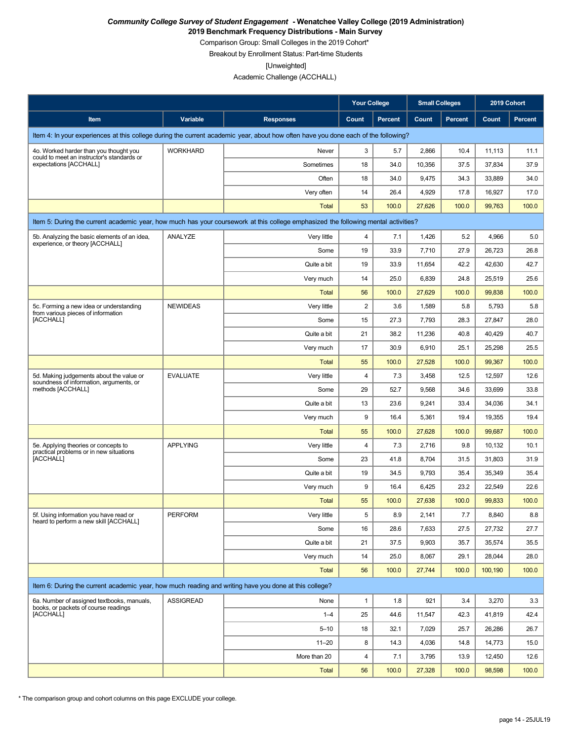***Community College Survey of Student Engagement* - Wenatchee Valley College (2019 Administration)**
**2019 Benchmark Frequency Distributions - Main Survey**

Comparison Group: Small Colleges in the 2019 Cohort*

Breakout by Enrollment Status: Part-time Students

[Unweighted]

Academic Challenge (ACCHALL)

| | | | Your College | | Small Colleges | | 2019 Cohort | |
|---|---|---|---|---|---|---|---|---|
| **Item** | **Variable** | **Responses** | **Count** | **Percent** | **Count** | **Percent** | **Count** | **Percent** |
| Item 4: In your experiences at this college during the current academic year, about how often have you done each of the following? | | | | | | | | |
| 4o. Worked harder than you thought you could to meet an instructor's standards or expectations [ACCHALL] | WORKHARD | Never | 3 | 5.7 | 2,866 | 10.4 | 11,113 | 11.1 |
| | | Sometimes | 18 | 34.0 | 10,356 | 37.5 | 37,834 | 37.9 |
| | | Often | 18 | 34.0 | 9,475 | 34.3 | 33,889 | 34.0 |
| | | Very often | 14 | 26.4 | 4,929 | 17.8 | 16,927 | 17.0 |
| | | Total | 53 | 100.0 | 27,626 | 100.0 | 99,763 | 100.0 |
| Item 5: During the current academic year, how much has your coursework at this college emphasized the following mental activities? | | | | | | | | |
| 5b. Analyzing the basic elements of an idea, experience, or theory [ACCHALL] | ANALYZE | Very little | 4 | 7.1 | 1,426 | 5.2 | 4,966 | 5.0 |
| | | Some | 19 | 33.9 | 7,710 | 27.9 | 26,723 | 26.8 |
| | | Quite a bit | 19 | 33.9 | 11,654 | 42.2 | 42,630 | 42.7 |
| | | Very much | 14 | 25.0 | 6,839 | 24.8 | 25,519 | 25.6 |
| | | Total | 56 | 100.0 | 27,629 | 100.0 | 99,838 | 100.0 |
| 5c. Forming a new idea or understanding from various pieces of information [ACCHALL] | NEWIDEAS | Very little | 2 | 3.6 | 1,589 | 5.8 | 5,793 | 5.8 |
| | | Some | 15 | 27.3 | 7,793 | 28.3 | 27,847 | 28.0 |
| | | Quite a bit | 21 | 38.2 | 11,236 | 40.8 | 40,429 | 40.7 |
| | | Very much | 17 | 30.9 | 6,910 | 25.1 | 25,298 | 25.5 |
| | | Total | 55 | 100.0 | 27,528 | 100.0 | 99,367 | 100.0 |
| 5d. Making judgements about the value or soundness of information, arguments, or methods [ACCHALL] | EVALUATE | Very little | 4 | 7.3 | 3,458 | 12.5 | 12,597 | 12.6 |
| | | Some | 29 | 52.7 | 9,568 | 34.6 | 33,699 | 33.8 |
| | | Quite a bit | 13 | 23.6 | 9,241 | 33.4 | 34,036 | 34.1 |
| | | Very much | 9 | 16.4 | 5,361 | 19.4 | 19,355 | 19.4 |
| | | Total | 55 | 100.0 | 27,628 | 100.0 | 99,687 | 100.0 |
| 5e. Applying theories or concepts to practical problems or in new situations [ACCHALL] | APPLYING | Very little | 4 | 7.3 | 2,716 | 9.8 | 10,132 | 10.1 |
| | | Some | 23 | 41.8 | 8,704 | 31.5 | 31,803 | 31.9 |
| | | Quite a bit | 19 | 34.5 | 9,793 | 35.4 | 35,349 | 35.4 |
| | | Very much | 9 | 16.4 | 6,425 | 23.2 | 22,549 | 22.6 |
| | | Total | 55 | 100.0 | 27,638 | 100.0 | 99,833 | 100.0 |
| 5f. Using information you have read or heard to perform a new skill [ACCHALL] | PERFORM | Very little | 5 | 8.9 | 2,141 | 7.7 | 8,840 | 8.8 |
| | | Some | 16 | 28.6 | 7,633 | 27.5 | 27,732 | 27.7 |
| | | Quite a bit | 21 | 37.5 | 9,903 | 35.7 | 35,574 | 35.5 |
| | | Very much | 14 | 25.0 | 8,067 | 29.1 | 28,044 | 28.0 |
| | | Total | 56 | 100.0 | 27,744 | 100.0 | 100,190 | 100.0 |
| Item 6: During the current academic year, how much reading and writing have you done at this college? | | | | | | | | |
| 6a. Number of assigned textbooks, manuals, books, or packets of course readings [ACCHALL] | ASSIGREAD | None | 1 | 1.8 | 921 | 3.4 | 3,270 | 3.3 |
| | | 1–4 | 25 | 44.6 | 11,547 | 42.3 | 41,819 | 42.4 |
| | | 5–10 | 18 | 32.1 | 7,029 | 25.7 | 26,286 | 26.7 |
| | | 11–20 | 8 | 14.3 | 4,036 | 14.8 | 14,773 | 15.0 |
| | | More than 20 | 4 | 7.1 | 3,795 | 13.9 | 12,450 | 12.6 |
| | | Total | 56 | 100.0 | 27,328 | 100.0 | 98,598 | 100.0 |

* The comparison group and cohort columns on this page EXCLUDE your college.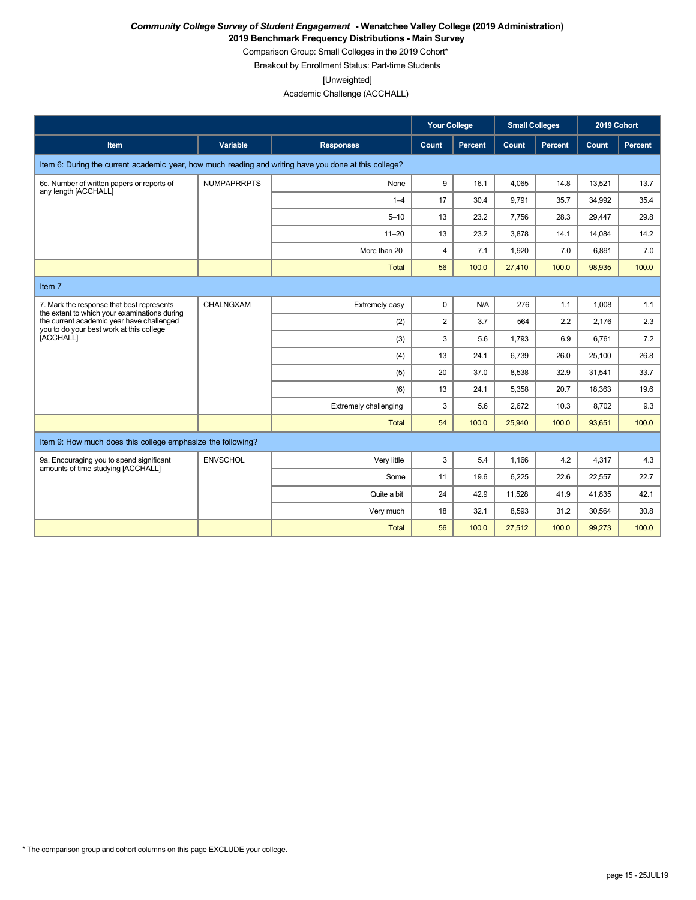***Community College Survey of Student Engagement* - Wenatchee Valley College (2019 Administration)**

**2019 Benchmark Frequency Distributions - Main Survey**

Comparison Group: Small Colleges in the 2019 Cohort*

Breakout by Enrollment Status: Part-time Students

[Unweighted]

Academic Challenge (ACCHALL)

| | | | Your College | | Small Colleges | | 2019 Cohort | |
|---|---|---|---|---|---|---|---|---|
| **Item** | **Variable** | **Responses** | **Count** | **Percent** | **Count** | **Percent** | **Count** | **Percent** |
| Item 6: During the current academic year, how much reading and writing have you done at this college? | | | | | | | | |
| 6c. Number of written papers or reports of any length [ACCHALL] | NUMPAPRRPTS | None | 9 | 16.1 | 4,065 | 14.8 | 13,521 | 13.7 |
| | | 1–4 | 17 | 30.4 | 9,791 | 35.7 | 34,992 | 35.4 |
| | | 5–10 | 13 | 23.2 | 7,756 | 28.3 | 29,447 | 29.8 |
| | | 11–20 | 13 | 23.2 | 3,878 | 14.1 | 14,084 | 14.2 |
| | | More than 20 | 4 | 7.1 | 1,920 | 7.0 | 6,891 | 7.0 |
| | | Total | 56 | 100.0 | 27,410 | 100.0 | 98,935 | 100.0 |
| Item 7 | | | | | | | | |
| 7. Mark the response that best represents the extent to which your examinations during the current academic year have challenged you to do your best work at this college [ACCHALL] | CHALNGXAM | Extremely easy | 0 | N/A | 276 | 1.1 | 1,008 | 1.1 |
| | | (2) | 2 | 3.7 | 564 | 2.2 | 2,176 | 2.3 |
| | | (3) | 3 | 5.6 | 1,793 | 6.9 | 6,761 | 7.2 |
| | | (4) | 13 | 24.1 | 6,739 | 26.0 | 25,100 | 26.8 |
| | | (5) | 20 | 37.0 | 8,538 | 32.9 | 31,541 | 33.7 |
| | | (6) | 13 | 24.1 | 5,358 | 20.7 | 18,363 | 19.6 |
| | | Extremely challenging | 3 | 5.6 | 2,672 | 10.3 | 8,702 | 9.3 |
| | | Total | 54 | 100.0 | 25,940 | 100.0 | 93,651 | 100.0 |
| Item 9: How much does this college emphasize the following? | | | | | | | | |
| 9a. Encouraging you to spend significant amounts of time studying [ACCHALL] | ENVSCHOL | Very little | 3 | 5.4 | 1,166 | 4.2 | 4,317 | 4.3 |
| | | Some | 11 | 19.6 | 6,225 | 22.6 | 22,557 | 22.7 |
| | | Quite a bit | 24 | 42.9 | 11,528 | 41.9 | 41,835 | 42.1 |
| | | Very much | 18 | 32.1 | 8,593 | 31.2 | 30,564 | 30.8 |
| | | Total | 56 | 100.0 | 27,512 | 100.0 | 99,273 | 100.0 |

* The comparison group and cohort columns on this page EXCLUDE your college.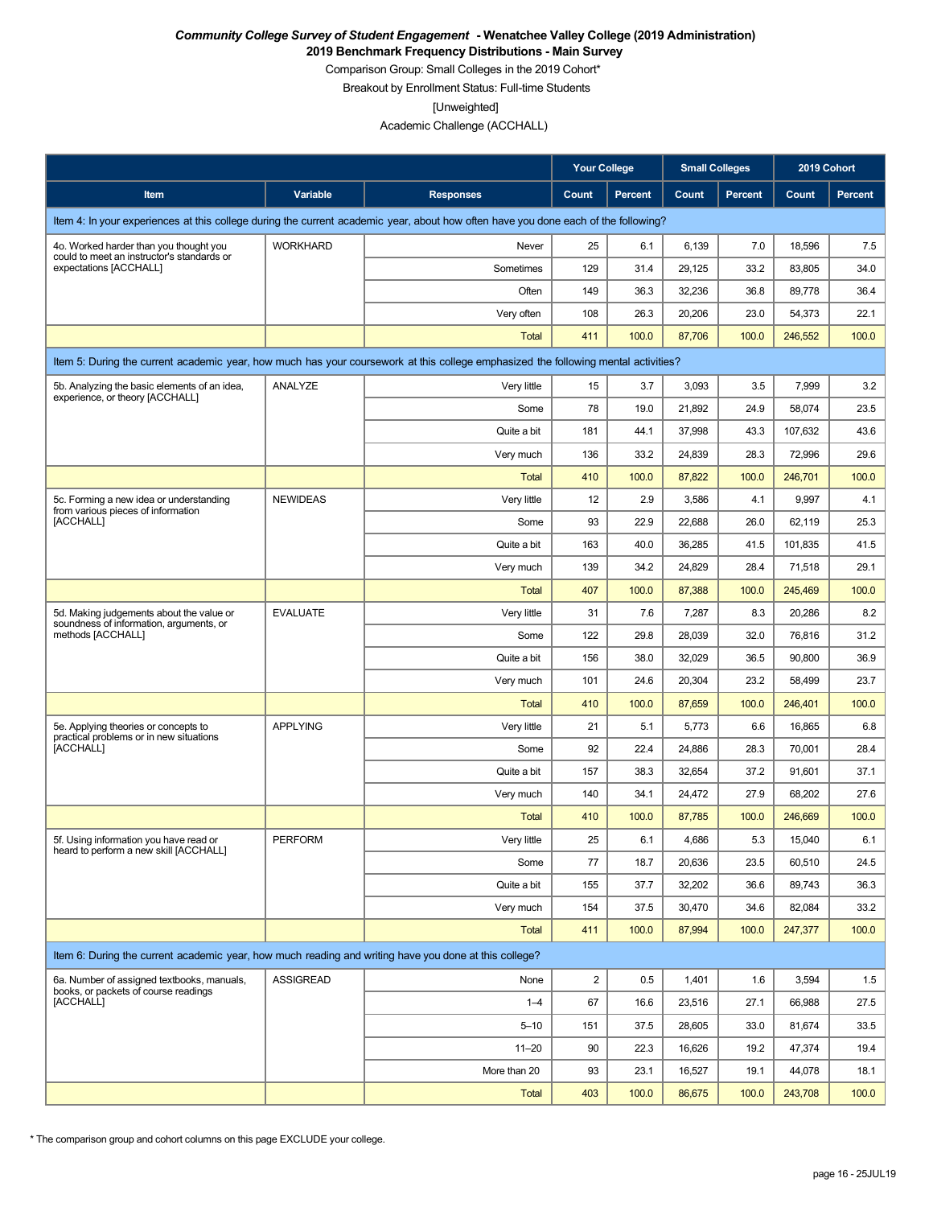***Community College Survey of Student Engagement* - Wenatchee Valley College (2019 Administration)**

**2019 Benchmark Frequency Distributions - Main Survey**

Comparison Group: Small Colleges in the 2019 Cohort*

Breakout by Enrollment Status: Full-time Students

[Unweighted]

Academic Challenge (ACCHALL)

| | | | Your College | | Small Colleges | | 2019 Cohort | |
|---|---|---|---|---|---|---|---|---|
| Item | Variable | Responses | Count | Percent | Count | Percent | Count | Percent |
| Item 4: In your experiences at this college during the current academic year, about how often have you done each of the following? | | | | | | | | |
| 4o. Worked harder than you thought you could to meet an instructor's standards or expectations [ACCHALL] | WORKHARD | Never | 25 | 6.1 | 6,139 | 7.0 | 18,596 | 7.5 |
| | | Sometimes | 129 | 31.4 | 29,125 | 33.2 | 83,805 | 34.0 |
| | | Often | 149 | 36.3 | 32,236 | 36.8 | 89,778 | 36.4 |
| | | Very often | 108 | 26.3 | 20,206 | 23.0 | 54,373 | 22.1 |
| | | Total | 411 | 100.0 | 87,706 | 100.0 | 246,552 | 100.0 |
| Item 5: During the current academic year, how much has your coursework at this college emphasized the following mental activities? | | | | | | | | |
| 5b. Analyzing the basic elements of an idea, experience, or theory [ACCHALL] | ANALYZE | Very little | 15 | 3.7 | 3,093 | 3.5 | 7,999 | 3.2 |
| | | Some | 78 | 19.0 | 21,892 | 24.9 | 58,074 | 23.5 |
| | | Quite a bit | 181 | 44.1 | 37,998 | 43.3 | 107,632 | 43.6 |
| | | Very much | 136 | 33.2 | 24,839 | 28.3 | 72,996 | 29.6 |
| | | Total | 410 | 100.0 | 87,822 | 100.0 | 246,701 | 100.0 |
| 5c. Forming a new idea or understanding from various pieces of information [ACCHALL] | NEWIDEAS | Very little | 12 | 2.9 | 3,586 | 4.1 | 9,997 | 4.1 |
| | | Some | 93 | 22.9 | 22,688 | 26.0 | 62,119 | 25.3 |
| | | Quite a bit | 163 | 40.0 | 36,285 | 41.5 | 101,835 | 41.5 |
| | | Very much | 139 | 34.2 | 24,829 | 28.4 | 71,518 | 29.1 |
| | | Total | 407 | 100.0 | 87,388 | 100.0 | 245,469 | 100.0 |
| 5d. Making judgements about the value or soundness of information, arguments, or methods [ACCHALL] | EVALUATE | Very little | 31 | 7.6 | 7,287 | 8.3 | 20,286 | 8.2 |
| | | Some | 122 | 29.8 | 28,039 | 32.0 | 76,816 | 31.2 |
| | | Quite a bit | 156 | 38.0 | 32,029 | 36.5 | 90,800 | 36.9 |
| | | Very much | 101 | 24.6 | 20,304 | 23.2 | 58,499 | 23.7 |
| | | Total | 410 | 100.0 | 87,659 | 100.0 | 246,401 | 100.0 |
| 5e. Applying theories or concepts to practical problems or in new situations [ACCHALL] | APPLYING | Very little | 21 | 5.1 | 5,773 | 6.6 | 16,865 | 6.8 |
| | | Some | 92 | 22.4 | 24,886 | 28.3 | 70,001 | 28.4 |
| | | Quite a bit | 157 | 38.3 | 32,654 | 37.2 | 91,601 | 37.1 |
| | | Very much | 140 | 34.1 | 24,472 | 27.9 | 68,202 | 27.6 |
| | | Total | 410 | 100.0 | 87,785 | 100.0 | 246,669 | 100.0 |
| 5f. Using information you have read or heard to perform a new skill [ACCHALL] | PERFORM | Very little | 25 | 6.1 | 4,686 | 5.3 | 15,040 | 6.1 |
| | | Some | 77 | 18.7 | 20,636 | 23.5 | 60,510 | 24.5 |
| | | Quite a bit | 155 | 37.7 | 32,202 | 36.6 | 89,743 | 36.3 |
| | | Very much | 154 | 37.5 | 30,470 | 34.6 | 82,084 | 33.2 |
| | | Total | 411 | 100.0 | 87,994 | 100.0 | 247,377 | 100.0 |
| Item 6: During the current academic year, how much reading and writing have you done at this college? | | | | | | | | |
| 6a. Number of assigned textbooks, manuals, books, or packets of course readings [ACCHALL] | ASSIGREAD | None | 2 | 0.5 | 1,401 | 1.6 | 3,594 | 1.5 |
| | | 1–4 | 67 | 16.6 | 23,516 | 27.1 | 66,988 | 27.5 |
| | | 5–10 | 151 | 37.5 | 28,605 | 33.0 | 81,674 | 33.5 |
| | | 11–20 | 90 | 22.3 | 16,626 | 19.2 | 47,374 | 19.4 |
| | | More than 20 | 93 | 23.1 | 16,527 | 19.1 | 44,078 | 18.1 |
| | | Total | 403 | 100.0 | 86,675 | 100.0 | 243,708 | 100.0 |

* The comparison group and cohort columns on this page EXCLUDE your college.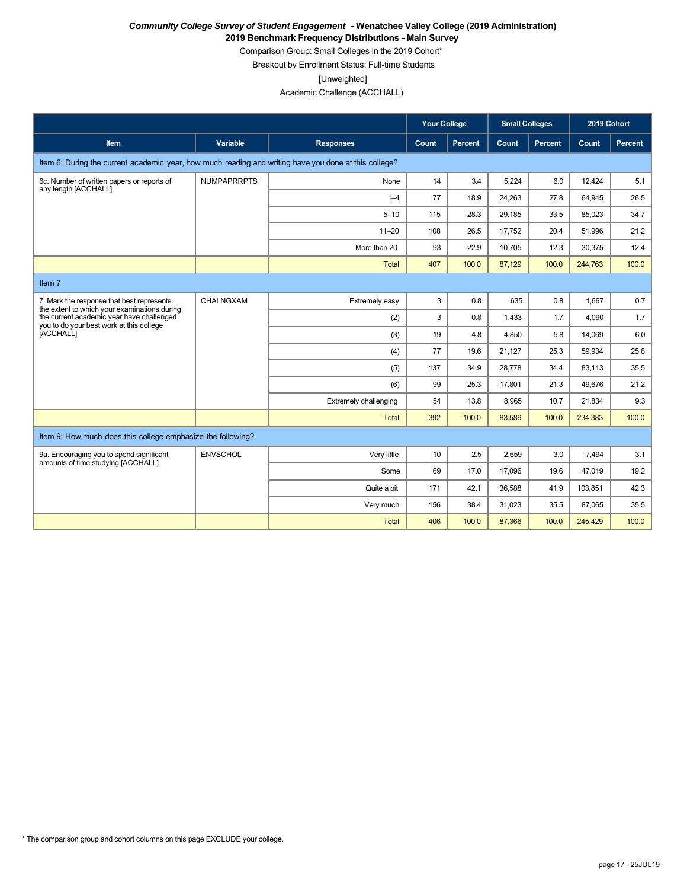***Community College Survey of Student Engagement* - Wenatchee Valley College (2019 Administration)**

**2019 Benchmark Frequency Distributions - Main Survey**

Comparison Group: Small Colleges in the 2019 Cohort*

Breakout by Enrollment Status: Full-time Students

[Unweighted]

Academic Challenge (ACCHALL)

| | | | Your College | | Small Colleges | | 2019 Cohort | |
|---|---|---|---|---|---|---|---|---|
| **Item** | **Variable** | **Responses** | **Count** | **Percent** | **Count** | **Percent** | **Count** | **Percent** |
| Item 6: During the current academic year, how much reading and writing have you done at this college? | | | | | | | | |
| 6c. Number of written papers or reports of any length [ACCHALL] | NUMPAPRRPTS | None | 14 | 3.4 | 5,224 | 6.0 | 12,424 | 5.1 |
| | | 1–4 | 77 | 18.9 | 24,263 | 27.8 | 64,945 | 26.5 |
| | | 5–10 | 115 | 28.3 | 29,185 | 33.5 | 85,023 | 34.7 |
| | | 11–20 | 108 | 26.5 | 17,752 | 20.4 | 51,996 | 21.2 |
| | | More than 20 | 93 | 22.9 | 10,705 | 12.3 | 30,375 | 12.4 |
| | | Total | 407 | 100.0 | 87,129 | 100.0 | 244,763 | 100.0 |
| Item 7 | | | | | | | | |
| 7. Mark the response that best represents the extent to which your examinations during the current academic year have challenged you to do your best work at this college [ACCHALL] | CHALNGXAM | Extremely easy | 3 | 0.8 | 635 | 0.8 | 1,667 | 0.7 |
| | | (2) | 3 | 0.8 | 1,433 | 1.7 | 4,090 | 1.7 |
| | | (3) | 19 | 4.8 | 4,850 | 5.8 | 14,069 | 6.0 |
| | | (4) | 77 | 19.6 | 21,127 | 25.3 | 59,934 | 25.6 |
| | | (5) | 137 | 34.9 | 28,778 | 34.4 | 83,113 | 35.5 |
| | | (6) | 99 | 25.3 | 17,801 | 21.3 | 49,676 | 21.2 |
| | | Extremely challenging | 54 | 13.8 | 8,965 | 10.7 | 21,834 | 9.3 |
| | | Total | 392 | 100.0 | 83,589 | 100.0 | 234,383 | 100.0 |
| Item 9: How much does this college emphasize the following? | | | | | | | | |
| 9a. Encouraging you to spend significant amounts of time studying [ACCHALL] | ENVSCHOL | Very little | 10 | 2.5 | 2,659 | 3.0 | 7,494 | 3.1 |
| | | Some | 69 | 17.0 | 17,096 | 19.6 | 47,019 | 19.2 |
| | | Quite a bit | 171 | 42.1 | 36,588 | 41.9 | 103,851 | 42.3 |
| | | Very much | 156 | 38.4 | 31,023 | 35.5 | 87,065 | 35.5 |
| | | Total | 406 | 100.0 | 87,366 | 100.0 | 245,429 | 100.0 |

* The comparison group and cohort columns on this page EXCLUDE your college.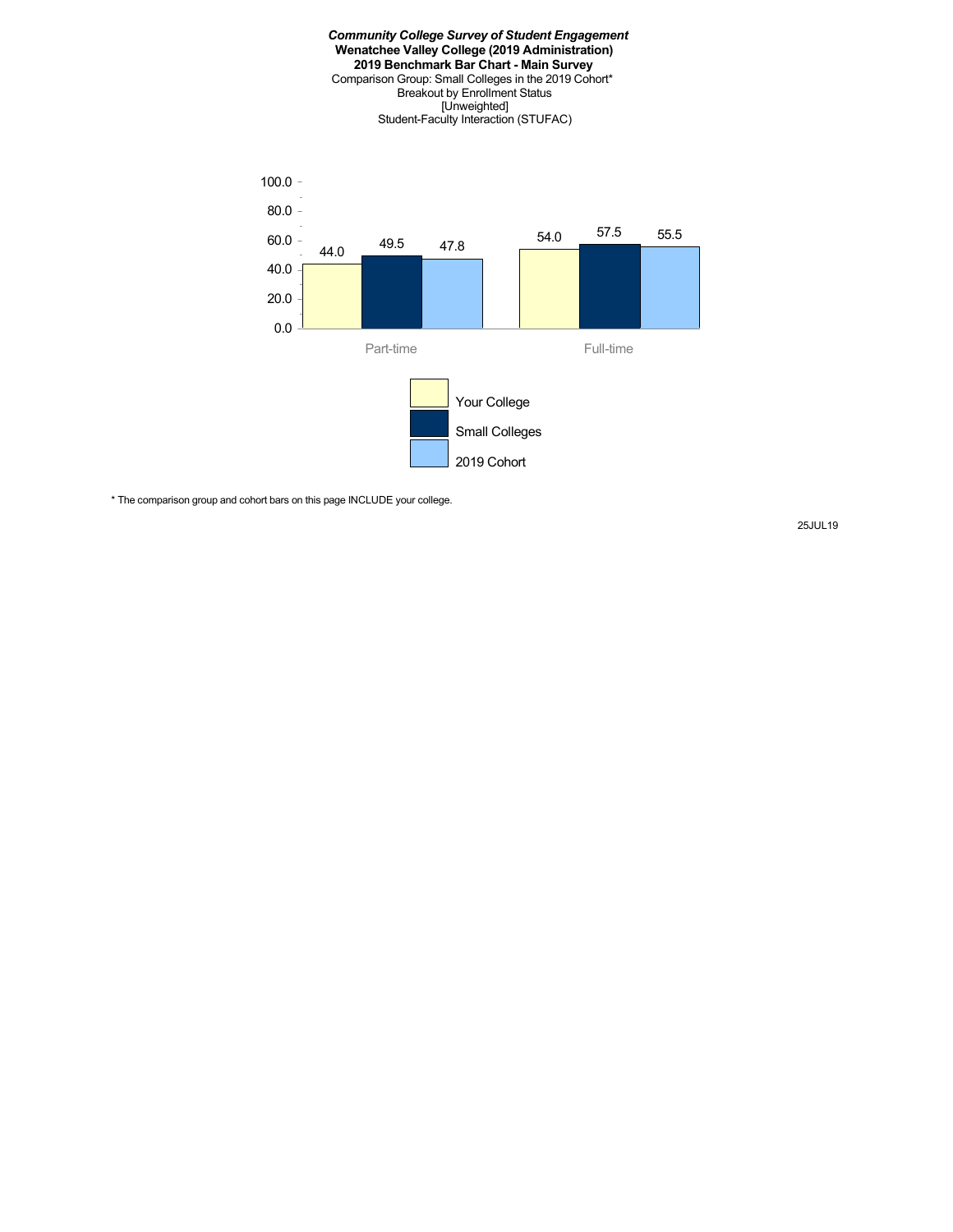***Community College Survey of Student Engagement***
**Wenatchee Valley College (2019 Administration)**
**2019 Benchmark Bar Chart - Main Survey**
Comparison Group: Small Colleges in the 2019 Cohort*
Breakout by Enrollment Status
[Unweighted]
Student-Faculty Interaction (STUFAC)

| | Your College | Small Colleges | 2019 Cohort |
|---|---|---|---|
| Part-time | 44.0 | 49.5 | 47.8 |
| Full-time | 54.0 | 57.5 | 55.5 |

* The comparison group and cohort bars on this page INCLUDE your college.

25JUL19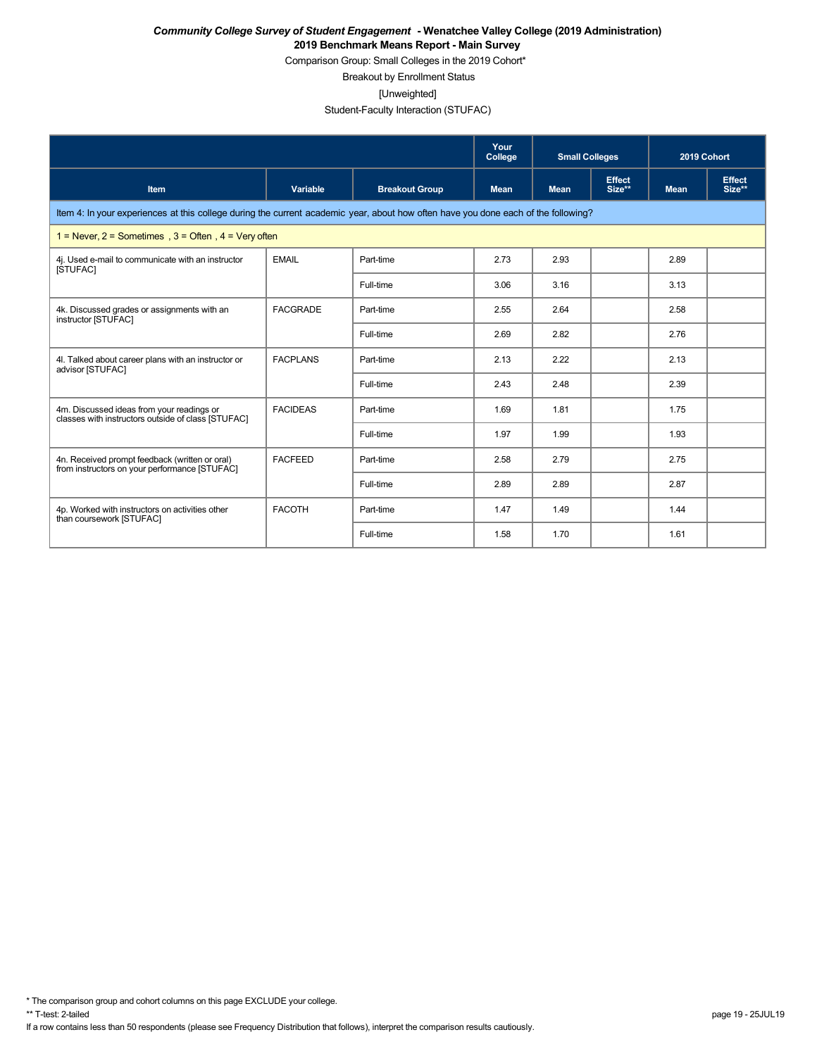***Community College Survey of Student Engagement* - Wenatchee Valley College (2019 Administration)**

**2019 Benchmark Means Report - Main Survey**

Comparison Group: Small Colleges in the 2019 Cohort*

Breakout by Enrollment Status

[Unweighted]

Student-Faculty Interaction (STUFAC)

| | | | Your College | Small Colleges | | 2019 Cohort | |
|---|---|---|---|---|---|---|---|
| **Item** | **Variable** | **Breakout Group** | **Mean** | **Mean** | **Effect Size**** | **Mean** | **Effect Size**** |
| Item 4: In your experiences at this college during the current academic year, about how often have you done each of the following? | | | | | | | |
| 1 = Never, 2 = Sometimes , 3 = Often , 4 = Very often | | | | | | | |
| 4j. Used e-mail to communicate with an instructor [STUFAC] | EMAIL | Part-time | 2.73 | 2.93 | | 2.89 | |
| | | Full-time | 3.06 | 3.16 | | 3.13 | |
| 4k. Discussed grades or assignments with an instructor [STUFAC] | FACGRADE | Part-time | 2.55 | 2.64 | | 2.58 | |
| | | Full-time | 2.69 | 2.82 | | 2.76 | |
| 4l. Talked about career plans with an instructor or advisor [STUFAC] | FACPLANS | Part-time | 2.13 | 2.22 | | 2.13 | |
| | | Full-time | 2.43 | 2.48 | | 2.39 | |
| 4m. Discussed ideas from your readings or classes with instructors outside of class [STUFAC] | FACIDEAS | Part-time | 1.69 | 1.81 | | 1.75 | |
| | | Full-time | 1.97 | 1.99 | | 1.93 | |
| 4n. Received prompt feedback (written or oral) from instructors on your performance [STUFAC] | FACFEED | Part-time | 2.58 | 2.79 | | 2.75 | |
| | | Full-time | 2.89 | 2.89 | | 2.87 | |
| 4p. Worked with instructors on activities other than coursework [STUFAC] | FACOTH | Part-time | 1.47 | 1.49 | | 1.44 | |
| | | Full-time | 1.58 | 1.70 | | 1.61 | |

* The comparison group and cohort columns on this page EXCLUDE your college.

** T-test: 2-tailed

If a row contains less than 50 respondents (please see Frequency Distribution that follows), interpret the comparison results cautiously.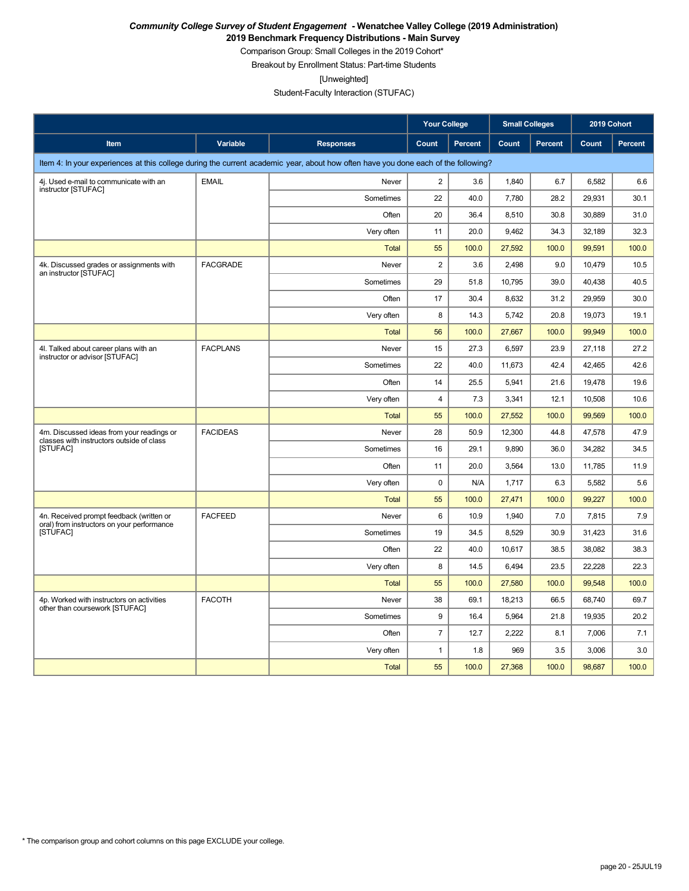*Community College Survey of Student Engagement* **- Wenatchee Valley College (2019 Administration)**

**2019 Benchmark Frequency Distributions - Main Survey**

Comparison Group: Small Colleges in the 2019 Cohort*

Breakout by Enrollment Status: Part-time Students

[Unweighted]

Student-Faculty Interaction (STUFAC)

| | | | Your College | | Small Colleges | | 2019 Cohort | |
|---|---|---|---|---|---|---|---|---|
| **Item** | **Variable** | **Responses** | **Count** | **Percent** | **Count** | **Percent** | **Count** | **Percent** |
| Item 4: In your experiences at this college during the current academic year, about how often have you done each of the following? | | | | | | | | |
| 4j. Used e-mail to communicate with an instructor [STUFAC] | EMAIL | Never | 2 | 3.6 | 1,840 | 6.7 | 6,582 | 6.6 |
| | | Sometimes | 22 | 40.0 | 7,780 | 28.2 | 29,931 | 30.1 |
| | | Often | 20 | 36.4 | 8,510 | 30.8 | 30,889 | 31.0 |
| | | Very often | 11 | 20.0 | 9,462 | 34.3 | 32,189 | 32.3 |
| | | Total | 55 | 100.0 | 27,592 | 100.0 | 99,591 | 100.0 |
| 4k. Discussed grades or assignments with an instructor [STUFAC] | FACGRADE | Never | 2 | 3.6 | 2,498 | 9.0 | 10,479 | 10.5 |
| | | Sometimes | 29 | 51.8 | 10,795 | 39.0 | 40,438 | 40.5 |
| | | Often | 17 | 30.4 | 8,632 | 31.2 | 29,959 | 30.0 |
| | | Very often | 8 | 14.3 | 5,742 | 20.8 | 19,073 | 19.1 |
| | | Total | 56 | 100.0 | 27,667 | 100.0 | 99,949 | 100.0 |
| 4l. Talked about career plans with an instructor or advisor [STUFAC] | FACPLANS | Never | 15 | 27.3 | 6,597 | 23.9 | 27,118 | 27.2 |
| | | Sometimes | 22 | 40.0 | 11,673 | 42.4 | 42,465 | 42.6 |
| | | Often | 14 | 25.5 | 5,941 | 21.6 | 19,478 | 19.6 |
| | | Very often | 4 | 7.3 | 3,341 | 12.1 | 10,508 | 10.6 |
| | | Total | 55 | 100.0 | 27,552 | 100.0 | 99,569 | 100.0 |
| 4m. Discussed ideas from your readings or classes with instructors outside of class [STUFAC] | FACIDEAS | Never | 28 | 50.9 | 12,300 | 44.8 | 47,578 | 47.9 |
| | | Sometimes | 16 | 29.1 | 9,890 | 36.0 | 34,282 | 34.5 |
| | | Often | 11 | 20.0 | 3,564 | 13.0 | 11,785 | 11.9 |
| | | Very often | 0 | N/A | 1,717 | 6.3 | 5,582 | 5.6 |
| | | Total | 55 | 100.0 | 27,471 | 100.0 | 99,227 | 100.0 |
| 4n. Received prompt feedback (written or oral) from instructors on your performance [STUFAC] | FACFEED | Never | 6 | 10.9 | 1,940 | 7.0 | 7,815 | 7.9 |
| | | Sometimes | 19 | 34.5 | 8,529 | 30.9 | 31,423 | 31.6 |
| | | Often | 22 | 40.0 | 10,617 | 38.5 | 38,082 | 38.3 |
| | | Very often | 8 | 14.5 | 6,494 | 23.5 | 22,228 | 22.3 |
| | | Total | 55 | 100.0 | 27,580 | 100.0 | 99,548 | 100.0 |
| 4p. Worked with instructors on activities other than coursework [STUFAC] | FACOTH | Never | 38 | 69.1 | 18,213 | 66.5 | 68,740 | 69.7 |
| | | Sometimes | 9 | 16.4 | 5,964 | 21.8 | 19,935 | 20.2 |
| | | Often | 7 | 12.7 | 2,222 | 8.1 | 7,006 | 7.1 |
| | | Very often | 1 | 1.8 | 969 | 3.5 | 3,006 | 3.0 |
| | | Total | 55 | 100.0 | 27,368 | 100.0 | 98,687 | 100.0 |

\* The comparison group and cohort columns on this page EXCLUDE your college.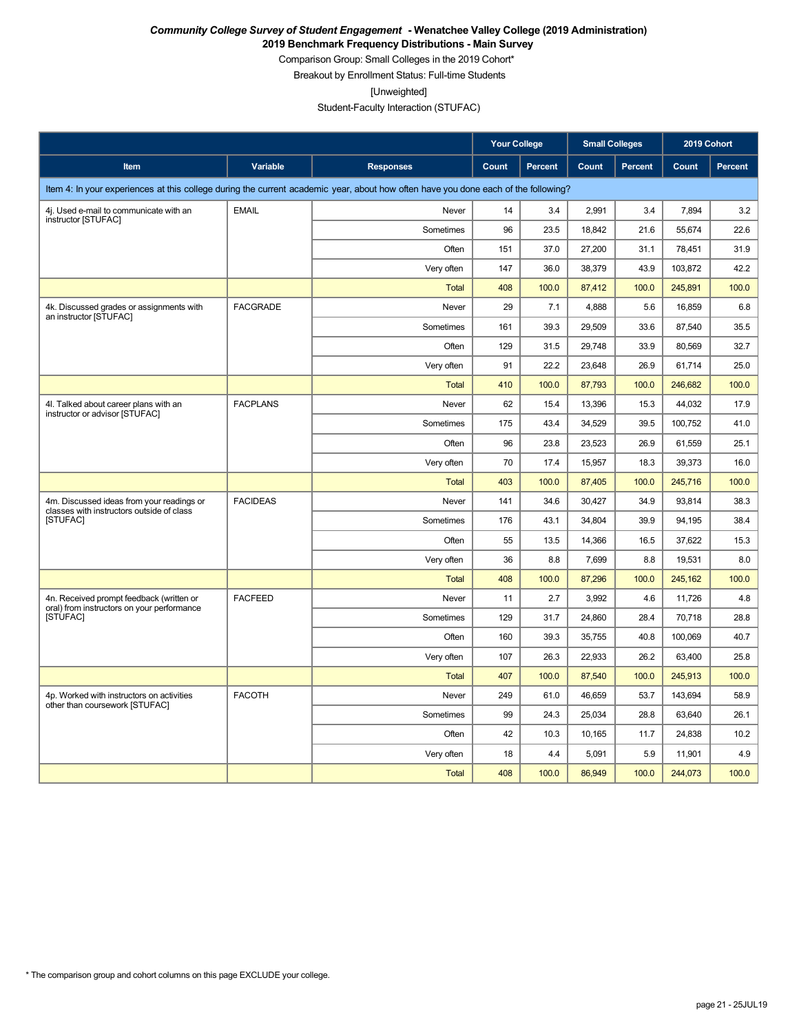***Community College Survey of Student Engagement*** **- Wenatchee Valley College (2019 Administration)**

**2019 Benchmark Frequency Distributions - Main Survey**

Comparison Group: Small Colleges in the 2019 Cohort*

Breakout by Enrollment Status: Full-time Students

[Unweighted]

Student-Faculty Interaction (STUFAC)

| | | | Your College | | Small Colleges | | 2019 Cohort | |
|---|---|---|---|---|---|---|---|---|
| **Item** | **Variable** | **Responses** | **Count** | **Percent** | **Count** | **Percent** | **Count** | **Percent** |
| Item 4: In your experiences at this college during the current academic year, about how often have you done each of the following? | | | | | | | | |
| 4j. Used e-mail to communicate with an instructor [STUFAC] | EMAIL | Never | 14 | 3.4 | 2,991 | 3.4 | 7,894 | 3.2 |
| | | Sometimes | 96 | 23.5 | 18,842 | 21.6 | 55,674 | 22.6 |
| | | Often | 151 | 37.0 | 27,200 | 31.1 | 78,451 | 31.9 |
| | | Very often | 147 | 36.0 | 38,379 | 43.9 | 103,872 | 42.2 |
| | | Total | 408 | 100.0 | 87,412 | 100.0 | 245,891 | 100.0 |
| 4k. Discussed grades or assignments with an instructor [STUFAC] | FACGRADE | Never | 29 | 7.1 | 4,888 | 5.6 | 16,859 | 6.8 |
| | | Sometimes | 161 | 39.3 | 29,509 | 33.6 | 87,540 | 35.5 |
| | | Often | 129 | 31.5 | 29,748 | 33.9 | 80,569 | 32.7 |
| | | Very often | 91 | 22.2 | 23,648 | 26.9 | 61,714 | 25.0 |
| | | Total | 410 | 100.0 | 87,793 | 100.0 | 246,682 | 100.0 |
| 4l. Talked about career plans with an instructor or advisor [STUFAC] | FACPLANS | Never | 62 | 15.4 | 13,396 | 15.3 | 44,032 | 17.9 |
| | | Sometimes | 175 | 43.4 | 34,529 | 39.5 | 100,752 | 41.0 |
| | | Often | 96 | 23.8 | 23,523 | 26.9 | 61,559 | 25.1 |
| | | Very often | 70 | 17.4 | 15,957 | 18.3 | 39,373 | 16.0 |
| | | Total | 403 | 100.0 | 87,405 | 100.0 | 245,716 | 100.0 |
| 4m. Discussed ideas from your readings or classes with instructors outside of class [STUFAC] | FACIDEAS | Never | 141 | 34.6 | 30,427 | 34.9 | 93,814 | 38.3 |
| | | Sometimes | 176 | 43.1 | 34,804 | 39.9 | 94,195 | 38.4 |
| | | Often | 55 | 13.5 | 14,366 | 16.5 | 37,622 | 15.3 |
| | | Very often | 36 | 8.8 | 7,699 | 8.8 | 19,531 | 8.0 |
| | | Total | 408 | 100.0 | 87,296 | 100.0 | 245,162 | 100.0 |
| 4n. Received prompt feedback (written or oral) from instructors on your performance [STUFAC] | FACFEED | Never | 11 | 2.7 | 3,992 | 4.6 | 11,726 | 4.8 |
| | | Sometimes | 129 | 31.7 | 24,860 | 28.4 | 70,718 | 28.8 |
| | | Often | 160 | 39.3 | 35,755 | 40.8 | 100,069 | 40.7 |
| | | Very often | 107 | 26.3 | 22,933 | 26.2 | 63,400 | 25.8 |
| | | Total | 407 | 100.0 | 87,540 | 100.0 | 245,913 | 100.0 |
| 4p. Worked with instructors on activities other than coursework [STUFAC] | FACOTH | Never | 249 | 61.0 | 46,659 | 53.7 | 143,694 | 58.9 |
| | | Sometimes | 99 | 24.3 | 25,034 | 28.8 | 63,640 | 26.1 |
| | | Often | 42 | 10.3 | 10,165 | 11.7 | 24,838 | 10.2 |
| | | Very often | 18 | 4.4 | 5,091 | 5.9 | 11,901 | 4.9 |
| | | Total | 408 | 100.0 | 86,949 | 100.0 | 244,073 | 100.0 |

* The comparison group and cohort columns on this page EXCLUDE your college.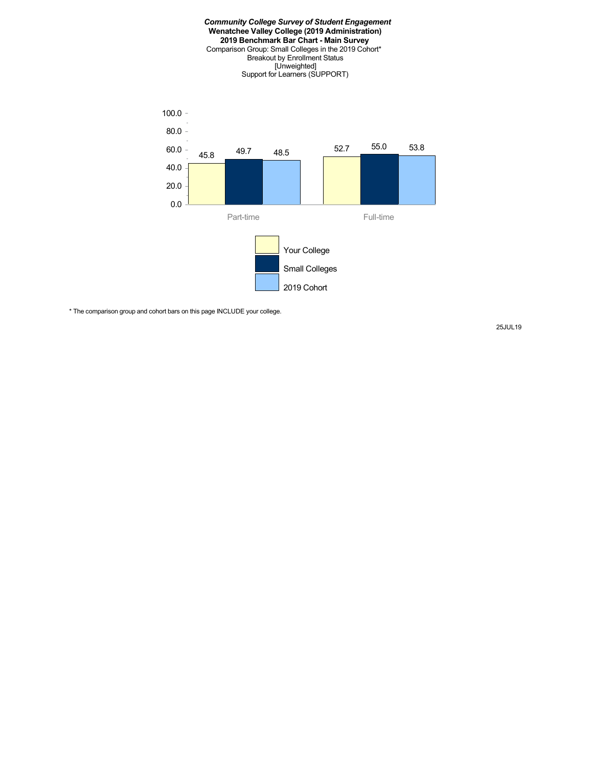***Community College Survey of Student Engagement***
**Wenatchee Valley College (2019 Administration)**
**2019 Benchmark Bar Chart - Main Survey**
Comparison Group: Small Colleges in the 2019 Cohort*
Breakout by Enrollment Status
[Unweighted]
Support for Learners (SUPPORT)

| | Your College | Small Colleges | 2019 Cohort |
|---|---|---|---|
| Part-time | 45.8 | 49.7 | 48.5 |
| Full-time | 52.7 | 55.0 | 53.8 |

* The comparison group and cohort bars on this page INCLUDE your college.

25JUL19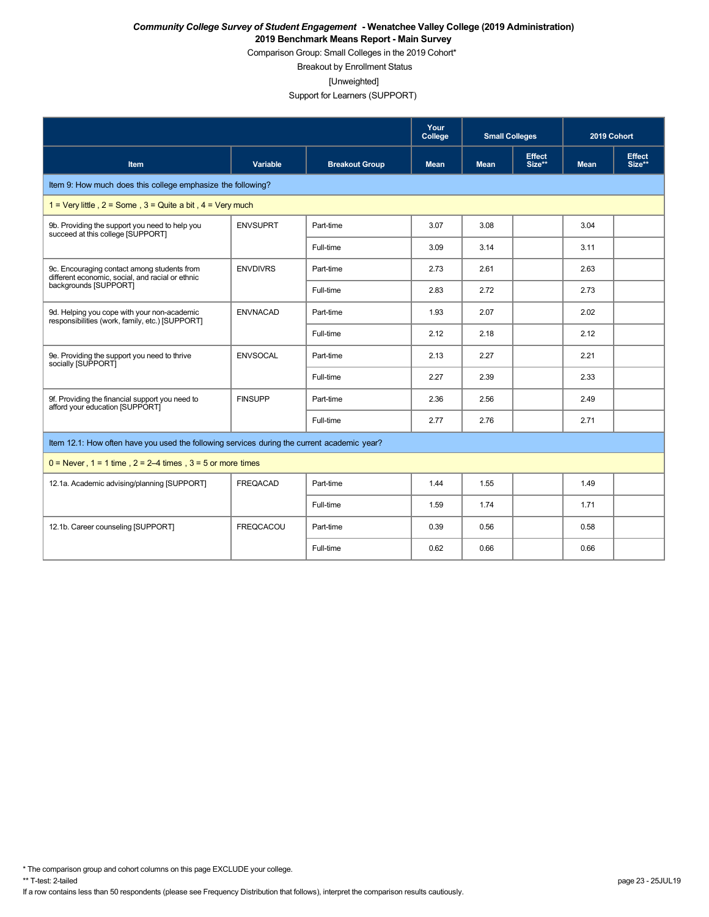***Community College Survey of Student Engagement* - Wenatchee Valley College (2019 Administration)**

**2019 Benchmark Means Report - Main Survey**

Comparison Group: Small Colleges in the 2019 Cohort*

Breakout by Enrollment Status

[Unweighted]

Support for Learners (SUPPORT)

| | | | Your College | Small Colleges | | 2019 Cohort | |
|---|---|---|---|---|---|---|---|
| Item | Variable | Breakout Group | Mean | Mean | Effect Size** | Mean | Effect Size** |
| Item 9: How much does this college emphasize the following? | | | | | | | |
| 1 = Very little , 2 = Some , 3 = Quite a bit , 4 = Very much | | | | | | | |
| 9b. Providing the support you need to help you succeed at this college [SUPPORT] | ENVSUPRT | Part-time | 3.07 | 3.08 | | 3.04 | |
| | | Full-time | 3.09 | 3.14 | | 3.11 | |
| 9c. Encouraging contact among students from different economic, social, and racial or ethnic backgrounds [SUPPORT] | ENVDIVRS | Part-time | 2.73 | 2.61 | | 2.63 | |
| | | Full-time | 2.83 | 2.72 | | 2.73 | |
| 9d. Helping you cope with your non-academic responsibilities (work, family, etc.) [SUPPORT] | ENVNACAD | Part-time | 1.93 | 2.07 | | 2.02 | |
| | | Full-time | 2.12 | 2.18 | | 2.12 | |
| 9e. Providing the support you need to thrive socially [SUPPORT] | ENVSOCAL | Part-time | 2.13 | 2.27 | | 2.21 | |
| | | Full-time | 2.27 | 2.39 | | 2.33 | |
| 9f. Providing the financial support you need to afford your education [SUPPORT] | FINSUPP | Part-time | 2.36 | 2.56 | | 2.49 | |
| | | Full-time | 2.77 | 2.76 | | 2.71 | |
| Item 12.1: How often have you used the following services during the current academic year? | | | | | | | |
| 0 = Never , 1 = 1 time , 2 = 2–4 times , 3 = 5 or more times | | | | | | | |
| 12.1a. Academic advising/planning [SUPPORT] | FREQACAD | Part-time | 1.44 | 1.55 | | 1.49 | |
| | | Full-time | 1.59 | 1.74 | | 1.71 | |
| 12.1b. Career counseling [SUPPORT] | FREQCACOU | Part-time | 0.39 | 0.56 | | 0.58 | |
| | | Full-time | 0.62 | 0.66 | | 0.66 | |

\* The comparison group and cohort columns on this page EXCLUDE your college.

** T-test: 2-tailed

If a row contains less than 50 respondents (please see Frequency Distribution that follows), interpret the comparison results cautiously.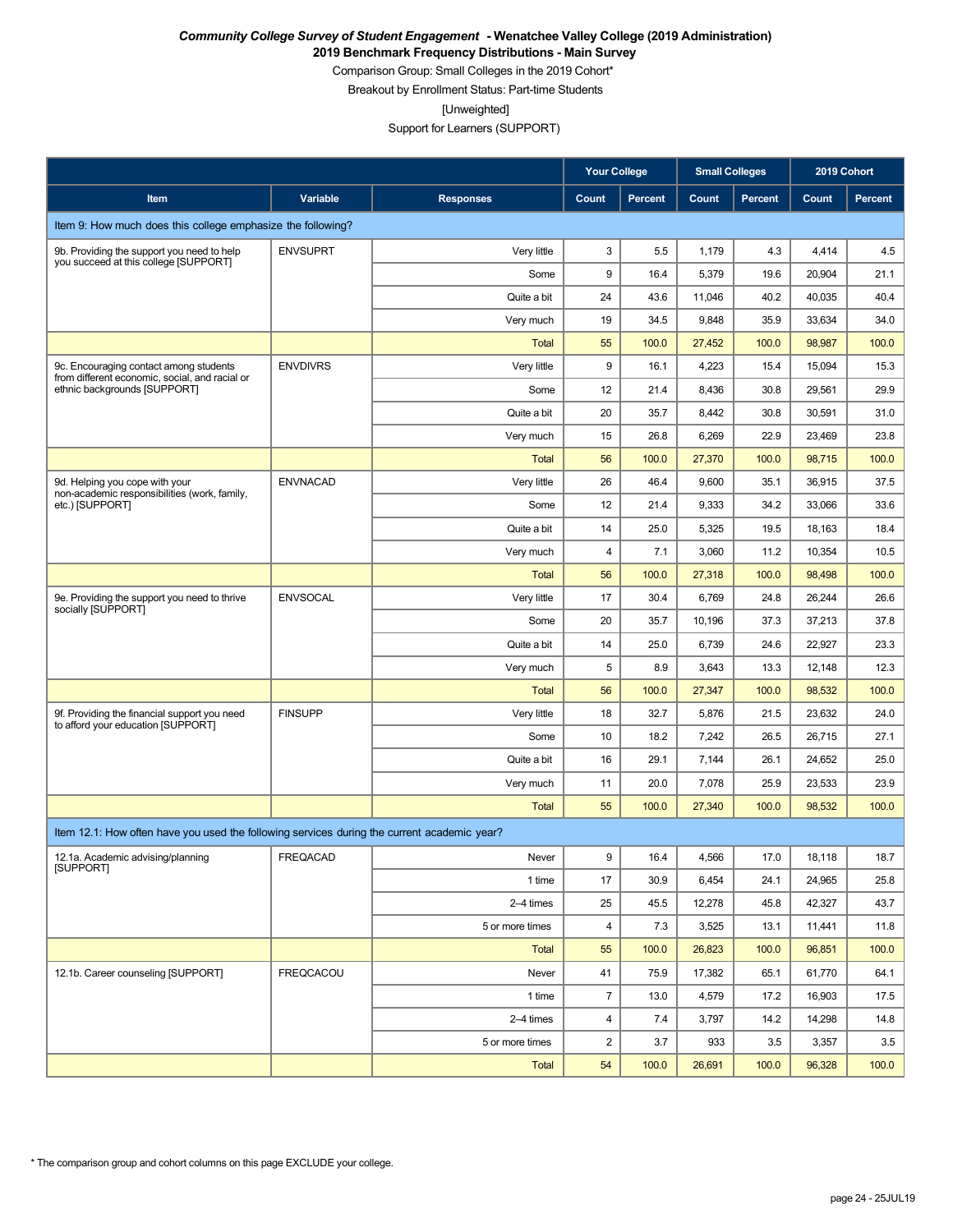***Community College Survey of Student Engagement* - Wenatchee Valley College (2019 Administration)**
**2019 Benchmark Frequency Distributions - Main Survey**

Comparison Group: Small Colleges in the 2019 Cohort*

Breakout by Enrollment Status: Part-time Students

[Unweighted]

Support for Learners (SUPPORT)

| | | | Your College | | Small Colleges | | 2019 Cohort | |
|---|---|---|---|---|---|---|---|---|
| **Item** | **Variable** | **Responses** | **Count** | **Percent** | **Count** | **Percent** | **Count** | **Percent** |
| Item 9: How much does this college emphasize the following? | | | | | | | | |
| 9b. Providing the support you need to help you succeed at this college [SUPPORT] | ENVSUPRT | Very little | 3 | 5.5 | 1,179 | 4.3 | 4,414 | 4.5 |
| | | Some | 9 | 16.4 | 5,379 | 19.6 | 20,904 | 21.1 |
| | | Quite a bit | 24 | 43.6 | 11,046 | 40.2 | 40,035 | 40.4 |
| | | Very much | 19 | 34.5 | 9,848 | 35.9 | 33,634 | 34.0 |
| | | Total | 55 | 100.0 | 27,452 | 100.0 | 98,987 | 100.0 |
| 9c. Encouraging contact among students from different economic, social, and racial or ethnic backgrounds [SUPPORT] | ENVDIVRS | Very little | 9 | 16.1 | 4,223 | 15.4 | 15,094 | 15.3 |
| | | Some | 12 | 21.4 | 8,436 | 30.8 | 29,561 | 29.9 |
| | | Quite a bit | 20 | 35.7 | 8,442 | 30.8 | 30,591 | 31.0 |
| | | Very much | 15 | 26.8 | 6,269 | 22.9 | 23,469 | 23.8 |
| | | Total | 56 | 100.0 | 27,370 | 100.0 | 98,715 | 100.0 |
| 9d. Helping you cope with your non-academic responsibilities (work, family, etc.) [SUPPORT] | ENVNACAD | Very little | 26 | 46.4 | 9,600 | 35.1 | 36,915 | 37.5 |
| | | Some | 12 | 21.4 | 9,333 | 34.2 | 33,066 | 33.6 |
| | | Quite a bit | 14 | 25.0 | 5,325 | 19.5 | 18,163 | 18.4 |
| | | Very much | 4 | 7.1 | 3,060 | 11.2 | 10,354 | 10.5 |
| | | Total | 56 | 100.0 | 27,318 | 100.0 | 98,498 | 100.0 |
| 9e. Providing the support you need to thrive socially [SUPPORT] | ENVSOCAL | Very little | 17 | 30.4 | 6,769 | 24.8 | 26,244 | 26.6 |
| | | Some | 20 | 35.7 | 10,196 | 37.3 | 37,213 | 37.8 |
| | | Quite a bit | 14 | 25.0 | 6,739 | 24.6 | 22,927 | 23.3 |
| | | Very much | 5 | 8.9 | 3,643 | 13.3 | 12,148 | 12.3 |
| | | Total | 56 | 100.0 | 27,347 | 100.0 | 98,532 | 100.0 |
| 9f. Providing the financial support you need to afford your education [SUPPORT] | FINSUPP | Very little | 18 | 32.7 | 5,876 | 21.5 | 23,632 | 24.0 |
| | | Some | 10 | 18.2 | 7,242 | 26.5 | 26,715 | 27.1 |
| | | Quite a bit | 16 | 29.1 | 7,144 | 26.1 | 24,652 | 25.0 |
| | | Very much | 11 | 20.0 | 7,078 | 25.9 | 23,533 | 23.9 |
| | | Total | 55 | 100.0 | 27,340 | 100.0 | 98,532 | 100.0 |
| Item 12.1: How often have you used the following services during the current academic year? | | | | | | | | |
| 12.1a. Academic advising/planning [SUPPORT] | FREQACAD | Never | 9 | 16.4 | 4,566 | 17.0 | 18,118 | 18.7 |
| | | 1 time | 17 | 30.9 | 6,454 | 24.1 | 24,965 | 25.8 |
| | | 2–4 times | 25 | 45.5 | 12,278 | 45.8 | 42,327 | 43.7 |
| | | 5 or more times | 4 | 7.3 | 3,525 | 13.1 | 11,441 | 11.8 |
| | | Total | 55 | 100.0 | 26,823 | 100.0 | 96,851 | 100.0 |
| 12.1b. Career counseling [SUPPORT] | FREQCACOU | Never | 41 | 75.9 | 17,382 | 65.1 | 61,770 | 64.1 |
| | | 1 time | 7 | 13.0 | 4,579 | 17.2 | 16,903 | 17.5 |
| | | 2–4 times | 4 | 7.4 | 3,797 | 14.2 | 14,298 | 14.8 |
| | | 5 or more times | 2 | 3.7 | 933 | 3.5 | 3,357 | 3.5 |
| | | Total | 54 | 100.0 | 26,691 | 100.0 | 96,328 | 100.0 |

* The comparison group and cohort columns on this page EXCLUDE your college.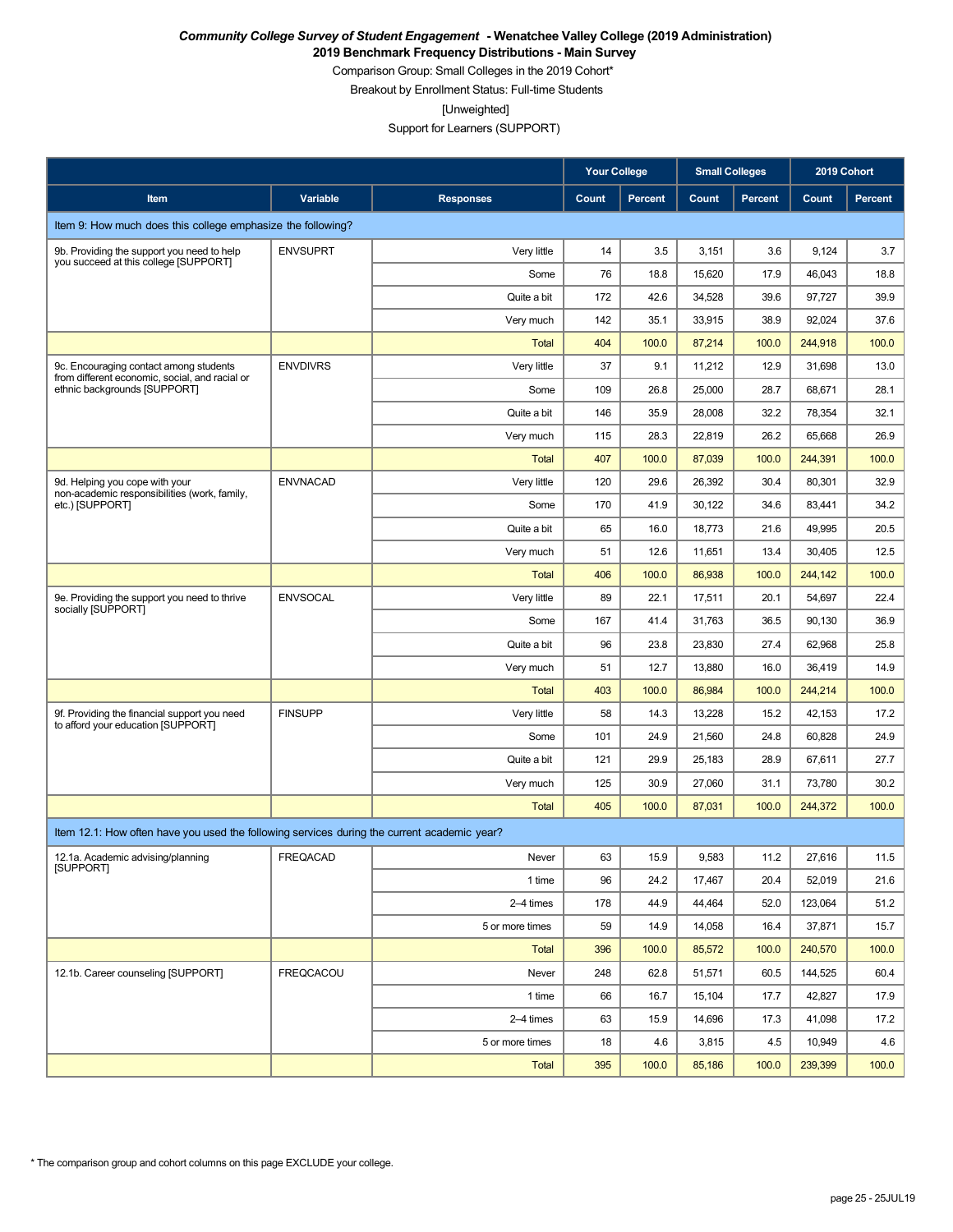***Community College Survey of Student Engagement* - Wenatchee Valley College (2019 Administration)**
**2019 Benchmark Frequency Distributions - Main Survey**
Comparison Group: Small Colleges in the 2019 Cohort*
Breakout by Enrollment Status: Full-time Students
[Unweighted]
Support for Learners (SUPPORT)

| | | | Your College | | Small Colleges | | 2019 Cohort | |
|---|---|---|---|---|---|---|---|---|
| **Item** | **Variable** | **Responses** | **Count** | **Percent** | **Count** | **Percent** | **Count** | **Percent** |
| Item 9: How much does this college emphasize the following? | | | | | | | | |
| 9b. Providing the support you need to help you succeed at this college [SUPPORT] | ENVSUPRT | Very little | 14 | 3.5 | 3,151 | 3.6 | 9,124 | 3.7 |
| | | Some | 76 | 18.8 | 15,620 | 17.9 | 46,043 | 18.8 |
| | | Quite a bit | 172 | 42.6 | 34,528 | 39.6 | 97,727 | 39.9 |
| | | Very much | 142 | 35.1 | 33,915 | 38.9 | 92,024 | 37.6 |
| | | Total | 404 | 100.0 | 87,214 | 100.0 | 244,918 | 100.0 |
| 9c. Encouraging contact among students from different economic, social, and racial or ethnic backgrounds [SUPPORT] | ENVDIVRS | Very little | 37 | 9.1 | 11,212 | 12.9 | 31,698 | 13.0 |
| | | Some | 109 | 26.8 | 25,000 | 28.7 | 68,671 | 28.1 |
| | | Quite a bit | 146 | 35.9 | 28,008 | 32.2 | 78,354 | 32.1 |
| | | Very much | 115 | 28.3 | 22,819 | 26.2 | 65,668 | 26.9 |
| | | Total | 407 | 100.0 | 87,039 | 100.0 | 244,391 | 100.0 |
| 9d. Helping you cope with your non-academic responsibilities (work, family, etc.) [SUPPORT] | ENVNACAD | Very little | 120 | 29.6 | 26,392 | 30.4 | 80,301 | 32.9 |
| | | Some | 170 | 41.9 | 30,122 | 34.6 | 83,441 | 34.2 |
| | | Quite a bit | 65 | 16.0 | 18,773 | 21.6 | 49,995 | 20.5 |
| | | Very much | 51 | 12.6 | 11,651 | 13.4 | 30,405 | 12.5 |
| | | Total | 406 | 100.0 | 86,938 | 100.0 | 244,142 | 100.0 |
| 9e. Providing the support you need to thrive socially [SUPPORT] | ENVSOCAL | Very little | 89 | 22.1 | 17,511 | 20.1 | 54,697 | 22.4 |
| | | Some | 167 | 41.4 | 31,763 | 36.5 | 90,130 | 36.9 |
| | | Quite a bit | 96 | 23.8 | 23,830 | 27.4 | 62,968 | 25.8 |
| | | Very much | 51 | 12.7 | 13,880 | 16.0 | 36,419 | 14.9 |
| | | Total | 403 | 100.0 | 86,984 | 100.0 | 244,214 | 100.0 |
| 9f. Providing the financial support you need to afford your education [SUPPORT] | FINSUPP | Very little | 58 | 14.3 | 13,228 | 15.2 | 42,153 | 17.2 |
| | | Some | 101 | 24.9 | 21,560 | 24.8 | 60,828 | 24.9 |
| | | Quite a bit | 121 | 29.9 | 25,183 | 28.9 | 67,611 | 27.7 |
| | | Very much | 125 | 30.9 | 27,060 | 31.1 | 73,780 | 30.2 |
| | | Total | 405 | 100.0 | 87,031 | 100.0 | 244,372 | 100.0 |
| Item 12.1: How often have you used the following services during the current academic year? | | | | | | | | |
| 12.1a. Academic advising/planning [SUPPORT] | FREQACAD | Never | 63 | 15.9 | 9,583 | 11.2 | 27,616 | 11.5 |
| | | 1 time | 96 | 24.2 | 17,467 | 20.4 | 52,019 | 21.6 |
| | | 2–4 times | 178 | 44.9 | 44,464 | 52.0 | 123,064 | 51.2 |
| | | 5 or more times | 59 | 14.9 | 14,058 | 16.4 | 37,871 | 15.7 |
| | | Total | 396 | 100.0 | 85,572 | 100.0 | 240,570 | 100.0 |
| 12.1b. Career counseling [SUPPORT] | FREQCACOU | Never | 248 | 62.8 | 51,571 | 60.5 | 144,525 | 60.4 |
| | | 1 time | 66 | 16.7 | 15,104 | 17.7 | 42,827 | 17.9 |
| | | 2–4 times | 63 | 15.9 | 14,696 | 17.3 | 41,098 | 17.2 |
| | | 5 or more times | 18 | 4.6 | 3,815 | 4.5 | 10,949 | 4.6 |
| | | Total | 395 | 100.0 | 85,186 | 100.0 | 239,399 | 100.0 |

* The comparison group and cohort columns on this page EXCLUDE your college.